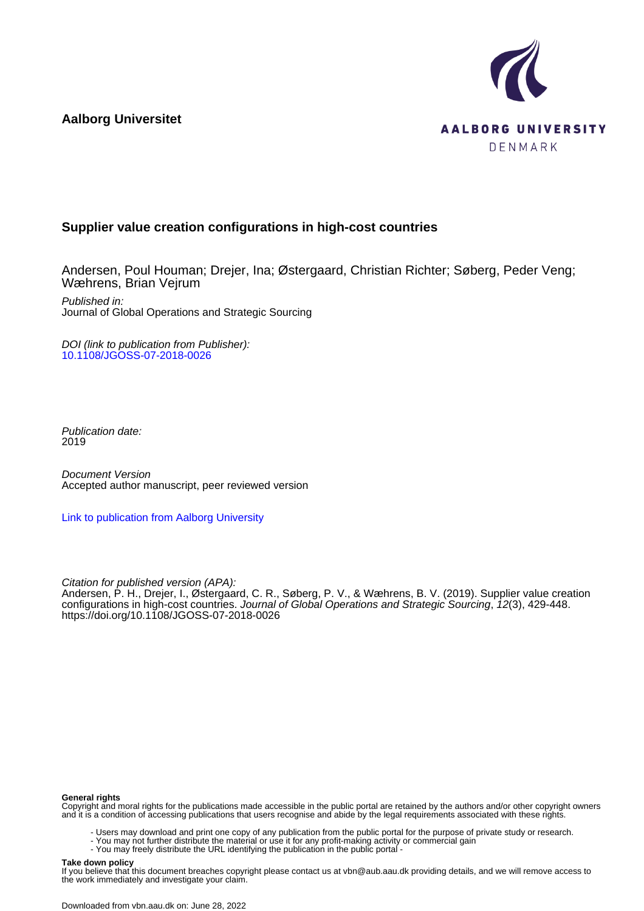**Aalborg Universitet**

AALBORG UNIVERSITY
DENMARK

## Supplier value creation configurations in high-cost countries

Andersen, Poul Houman; Drejer, Ina; Østergaard, Christian Richter; Søberg, Peder Veng; Wæhrens, Brian Vejrum

*Published in:*
Journal of Global Operations and Strategic Sourcing

*DOI (link to publication from Publisher):*
10.1108/JGOSS-07-2018-0026

*Publication date:*
2019

*Document Version*
Accepted author manuscript, peer reviewed version

Link to publication from Aalborg University

*Citation for published version (APA):*
Andersen, P. H., Drejer, I., Østergaard, C. R., Søberg, P. V., & Wæhrens, B. V. (2019). Supplier value creation configurations in high-cost countries. *Journal of Global Operations and Strategic Sourcing*, *12*(3), 429-448. https://doi.org/10.1108/JGOSS-07-2018-0026

**General rights**
Copyright and moral rights for the publications made accessible in the public portal are retained by the authors and/or other copyright owners and it is a condition of accessing publications that users recognise and abide by the legal requirements associated with these rights.

- Users may download and print one copy of any publication from the public portal for the purpose of private study or research.
- You may not further distribute the material or use it for any profit-making activity or commercial gain
- You may freely distribute the URL identifying the publication in the public portal -

**Take down policy**
If you believe that this document breaches copyright please contact us at vbn@aub.aau.dk providing details, and we will remove access to the work immediately and investigate your claim.

Downloaded from vbn.aau.dk on: June 28, 2022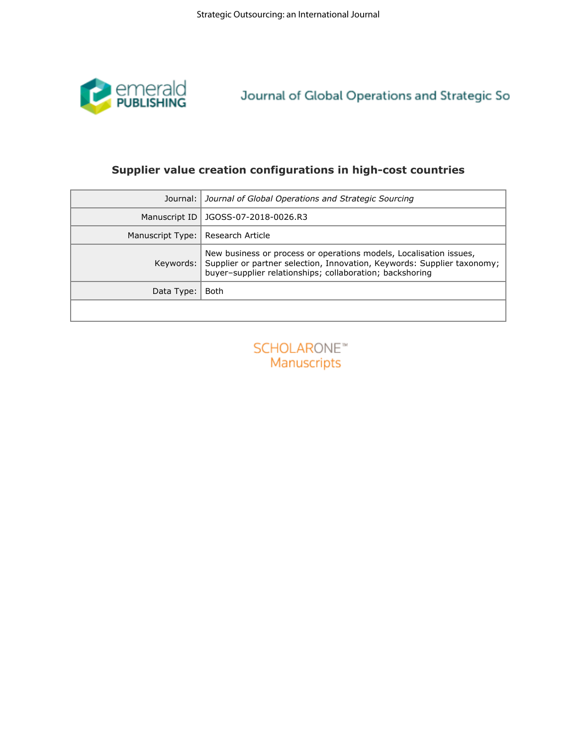# Supplier value creation configurations in high-cost countries

| Journal: | *Journal of Global Operations and Strategic Sourcing* |
|---|---|
| Manuscript ID | JGOSS-07-2018-0026.R3 |
| Manuscript Type: | Research Article |
| Keywords: | New business or process or operations models, Localisation issues, Supplier or partner selection, Innovation, Keywords: Supplier taxonomy; buyer–supplier relationships; collaboration; backshoring |
| Data Type: | Both |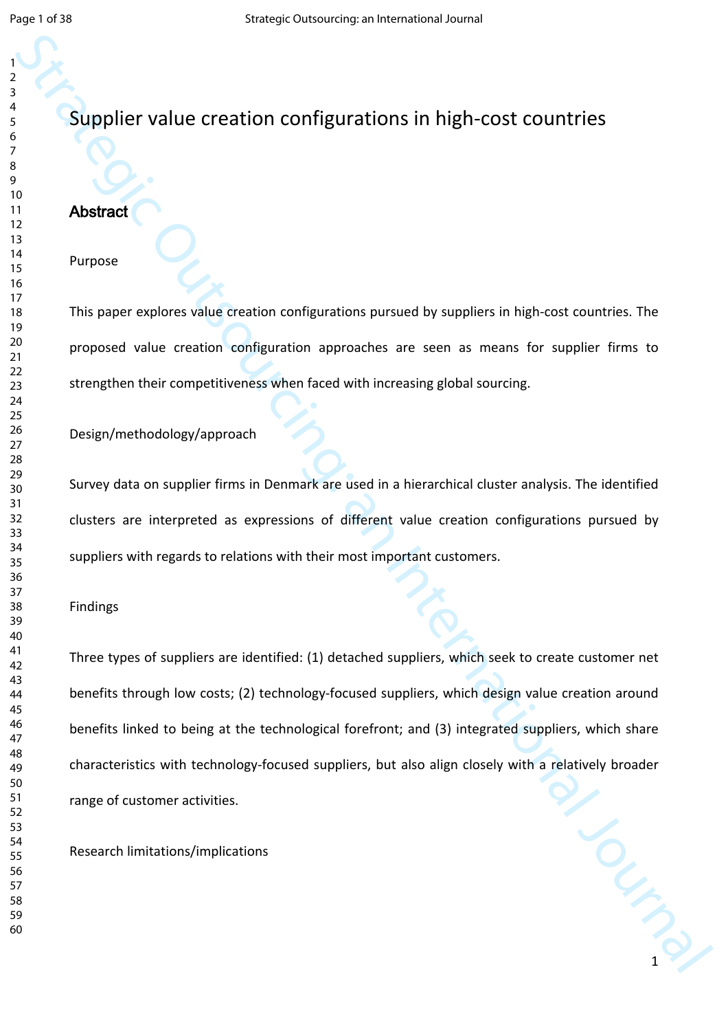# Supplier value creation configurations in high-cost countries

## Abstract

Purpose

This paper explores value creation configurations pursued by suppliers in high-cost countries. The proposed value creation configuration approaches are seen as means for supplier firms to strengthen their competitiveness when faced with increasing global sourcing.

Design/methodology/approach

Survey data on supplier firms in Denmark are used in a hierarchical cluster analysis. The identified clusters are interpreted as expressions of different value creation configurations pursued by suppliers with regards to relations with their most important customers.

Findings

Three types of suppliers are identified: (1) detached suppliers, which seek to create customer net benefits through low costs; (2) technology-focused suppliers, which design value creation around benefits linked to being at the technological forefront; and (3) integrated suppliers, which share characteristics with technology-focused suppliers, but also align closely with a relatively broader range of customer activities.

Research limitations/implications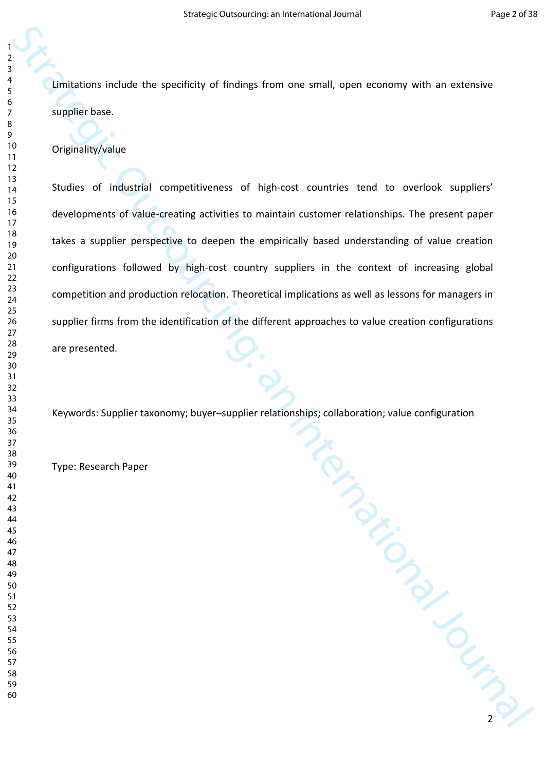Limitations include the specificity of findings from one small, open economy with an extensive supplier base.

## Originality/value

Studies of industrial competitiveness of high-cost countries tend to overlook suppliers' developments of value-creating activities to maintain customer relationships. The present paper takes a supplier perspective to deepen the empirically based understanding of value creation configurations followed by high-cost country suppliers in the context of increasing global competition and production relocation. Theoretical implications as well as lessons for managers in supplier firms from the identification of the different approaches to value creation configurations are presented.

Keywords: Supplier taxonomy; buyer–supplier relationships; collaboration; value configuration

Type: Research Paper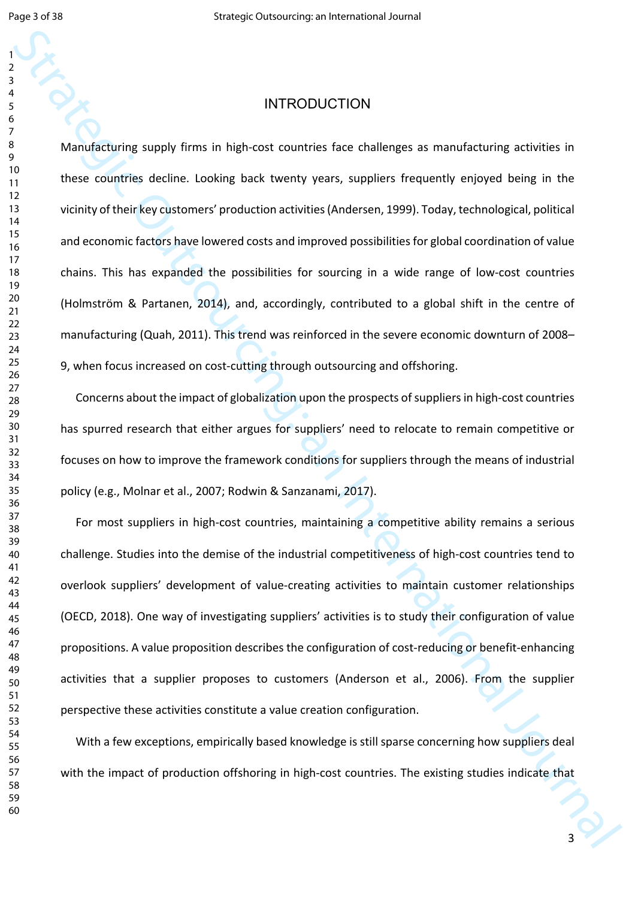# INTRODUCTION

Manufacturing supply firms in high-cost countries face challenges as manufacturing activities in these countries decline. Looking back twenty years, suppliers frequently enjoyed being in the vicinity of their key customers' production activities (Andersen, 1999). Today, technological, political and economic factors have lowered costs and improved possibilities for global coordination of value chains. This has expanded the possibilities for sourcing in a wide range of low-cost countries (Holmström & Partanen, 2014), and, accordingly, contributed to a global shift in the centre of manufacturing (Quah, 2011). This trend was reinforced in the severe economic downturn of 2008–9, when focus increased on cost-cutting through outsourcing and offshoring.

Concerns about the impact of globalization upon the prospects of suppliers in high-cost countries has spurred research that either argues for suppliers' need to relocate to remain competitive or focuses on how to improve the framework conditions for suppliers through the means of industrial policy (e.g., Molnar et al., 2007; Rodwin & Sanzanami, 2017).

For most suppliers in high-cost countries, maintaining a competitive ability remains a serious challenge. Studies into the demise of the industrial competitiveness of high-cost countries tend to overlook suppliers' development of value-creating activities to maintain customer relationships (OECD, 2018). One way of investigating suppliers' activities is to study their configuration of value propositions. A value proposition describes the configuration of cost-reducing or benefit-enhancing activities that a supplier proposes to customers (Anderson et al., 2006). From the supplier perspective these activities constitute a value creation configuration.

With a few exceptions, empirically based knowledge is still sparse concerning how suppliers deal with the impact of production offshoring in high-cost countries. The existing studies indicate that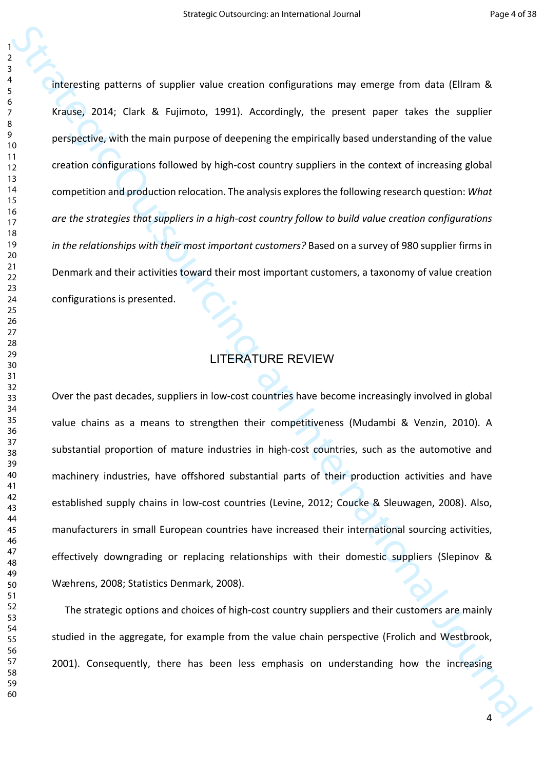interesting patterns of supplier value creation configurations may emerge from data (Ellram & Krause, 2014; Clark & Fujimoto, 1991). Accordingly, the present paper takes the supplier perspective, with the main purpose of deepening the empirically based understanding of the value creation configurations followed by high-cost country suppliers in the context of increasing global competition and production relocation. The analysis explores the following research question: *What are the strategies that suppliers in a high-cost country follow to build value creation configurations in the relationships with their most important customers?* Based on a survey of 980 supplier firms in Denmark and their activities toward their most important customers, a taxonomy of value creation configurations is presented.

## LITERATURE REVIEW

Over the past decades, suppliers in low-cost countries have become increasingly involved in global value chains as a means to strengthen their competitiveness (Mudambi & Venzin, 2010). A substantial proportion of mature industries in high-cost countries, such as the automotive and machinery industries, have offshored substantial parts of their production activities and have established supply chains in low-cost countries (Levine, 2012; Coucke & Sleuwagen, 2008). Also, manufacturers in small European countries have increased their international sourcing activities, effectively downgrading or replacing relationships with their domestic suppliers (Slepinov & Wæhrens, 2008; Statistics Denmark, 2008).

The strategic options and choices of high-cost country suppliers and their customers are mainly studied in the aggregate, for example from the value chain perspective (Frolich and Westbrook, 2001). Consequently, there has been less emphasis on understanding how the increasing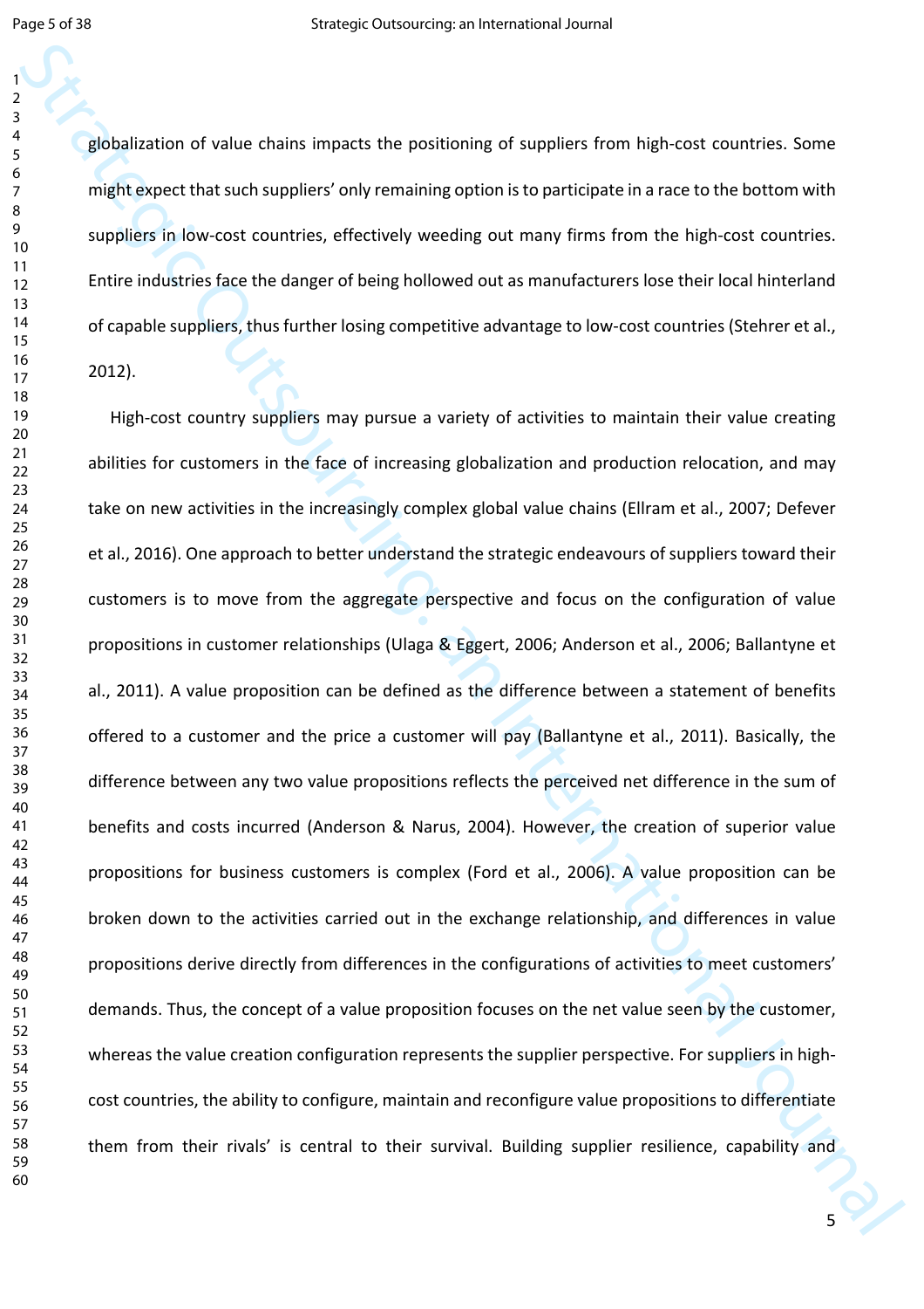globalization of value chains impacts the positioning of suppliers from high-cost countries. Some might expect that such suppliers' only remaining option is to participate in a race to the bottom with suppliers in low-cost countries, effectively weeding out many firms from the high-cost countries. Entire industries face the danger of being hollowed out as manufacturers lose their local hinterland of capable suppliers, thus further losing competitive advantage to low-cost countries (Stehrer et al., 2012).

High-cost country suppliers may pursue a variety of activities to maintain their value creating abilities for customers in the face of increasing globalization and production relocation, and may take on new activities in the increasingly complex global value chains (Ellram et al., 2007; Defever et al., 2016). One approach to better understand the strategic endeavours of suppliers toward their customers is to move from the aggregate perspective and focus on the configuration of value propositions in customer relationships (Ulaga & Eggert, 2006; Anderson et al., 2006; Ballantyne et al., 2011). A value proposition can be defined as the difference between a statement of benefits offered to a customer and the price a customer will pay (Ballantyne et al., 2011). Basically, the difference between any two value propositions reflects the perceived net difference in the sum of benefits and costs incurred (Anderson & Narus, 2004). However, the creation of superior value propositions for business customers is complex (Ford et al., 2006). A value proposition can be broken down to the activities carried out in the exchange relationship, and differences in value propositions derive directly from differences in the configurations of activities to meet customers' demands. Thus, the concept of a value proposition focuses on the net value seen by the customer, whereas the value creation configuration represents the supplier perspective. For suppliers in high-cost countries, the ability to configure, maintain and reconfigure value propositions to differentiate them from their rivals' is central to their survival. Building supplier resilience, capability and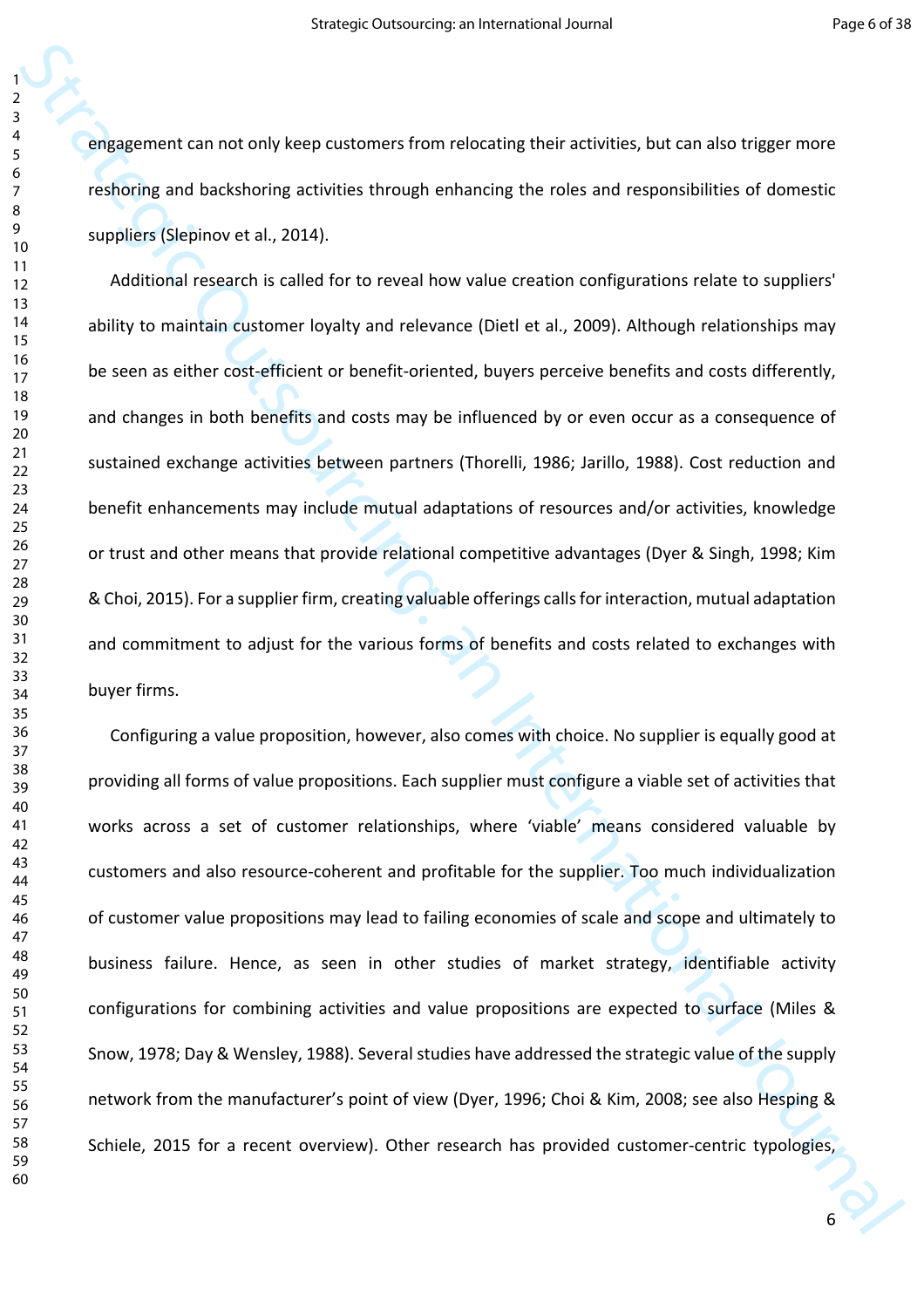engagement can not only keep customers from relocating their activities, but can also trigger more reshoring and backshoring activities through enhancing the roles and responsibilities of domestic suppliers (Slepinov et al., 2014).

Additional research is called for to reveal how value creation configurations relate to suppliers' ability to maintain customer loyalty and relevance (Dietl et al., 2009). Although relationships may be seen as either cost-efficient or benefit-oriented, buyers perceive benefits and costs differently, and changes in both benefits and costs may be influenced by or even occur as a consequence of sustained exchange activities between partners (Thorelli, 1986; Jarillo, 1988). Cost reduction and benefit enhancements may include mutual adaptations of resources and/or activities, knowledge or trust and other means that provide relational competitive advantages (Dyer & Singh, 1998; Kim & Choi, 2015). For a supplier firm, creating valuable offerings calls for interaction, mutual adaptation and commitment to adjust for the various forms of benefits and costs related to exchanges with buyer firms.

Configuring a value proposition, however, also comes with choice. No supplier is equally good at providing all forms of value propositions. Each supplier must configure a viable set of activities that works across a set of customer relationships, where 'viable' means considered valuable by customers and also resource-coherent and profitable for the supplier. Too much individualization of customer value propositions may lead to failing economies of scale and scope and ultimately to business failure. Hence, as seen in other studies of market strategy, identifiable activity configurations for combining activities and value propositions are expected to surface (Miles & Snow, 1978; Day & Wensley, 1988). Several studies have addressed the strategic value of the supply network from the manufacturer's point of view (Dyer, 1996; Choi & Kim, 2008; see also Hesping & Schiele, 2015 for a recent overview). Other research has provided customer-centric typologies,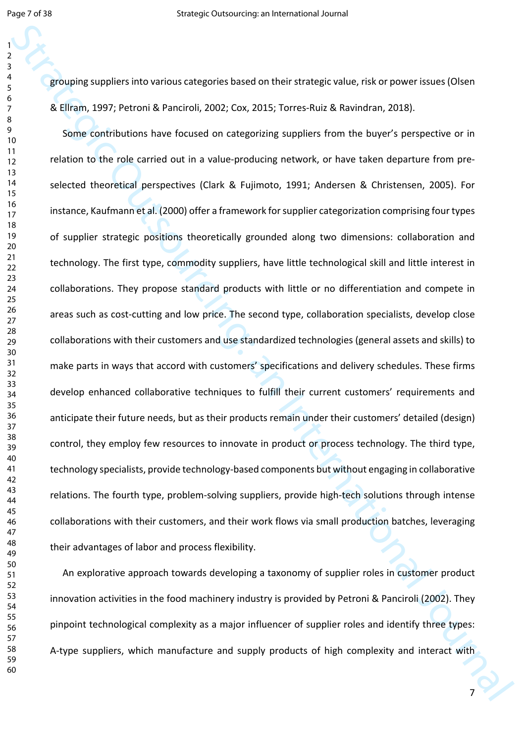grouping suppliers into various categories based on their strategic value, risk or power issues (Olsen & Ellram, 1997; Petroni & Panciroli, 2002; Cox, 2015; Torres-Ruiz & Ravindran, 2018).

Some contributions have focused on categorizing suppliers from the buyer's perspective or in relation to the role carried out in a value-producing network, or have taken departure from pre-selected theoretical perspectives (Clark & Fujimoto, 1991; Andersen & Christensen, 2005). For instance, Kaufmann et al. (2000) offer a framework for supplier categorization comprising four types of supplier strategic positions theoretically grounded along two dimensions: collaboration and technology. The first type, commodity suppliers, have little technological skill and little interest in collaborations. They propose standard products with little or no differentiation and compete in areas such as cost-cutting and low price. The second type, collaboration specialists, develop close collaborations with their customers and use standardized technologies (general assets and skills) to make parts in ways that accord with customers' specifications and delivery schedules. These firms develop enhanced collaborative techniques to fulfill their current customers' requirements and anticipate their future needs, but as their products remain under their customers' detailed (design) control, they employ few resources to innovate in product or process technology. The third type, technology specialists, provide technology-based components but without engaging in collaborative relations. The fourth type, problem-solving suppliers, provide high-tech solutions through intense collaborations with their customers, and their work flows via small production batches, leveraging their advantages of labor and process flexibility.

An explorative approach towards developing a taxonomy of supplier roles in customer product innovation activities in the food machinery industry is provided by Petroni & Panciroli (2002). They pinpoint technological complexity as a major influencer of supplier roles and identify three types: A-type suppliers, which manufacture and supply products of high complexity and interact with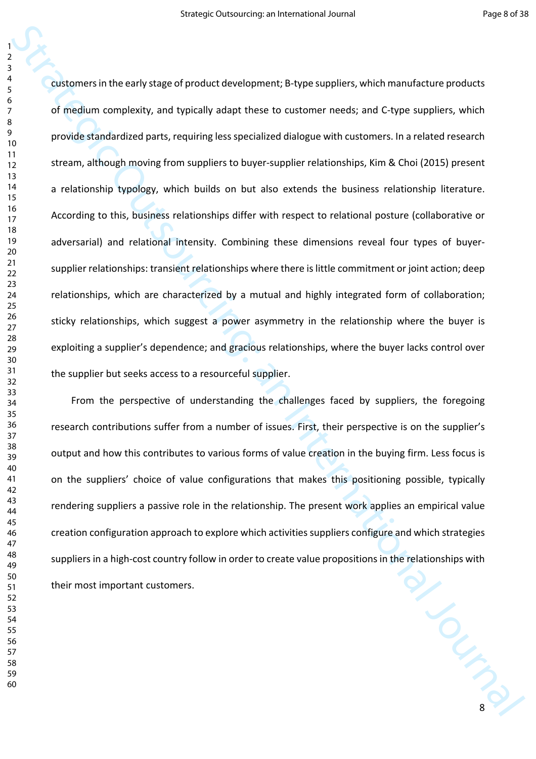customers in the early stage of product development; B-type suppliers, which manufacture products of medium complexity, and typically adapt these to customer needs; and C-type suppliers, which provide standardized parts, requiring less specialized dialogue with customers. In a related research stream, although moving from suppliers to buyer-supplier relationships, Kim & Choi (2015) present a relationship typology, which builds on but also extends the business relationship literature. According to this, business relationships differ with respect to relational posture (collaborative or adversarial) and relational intensity. Combining these dimensions reveal four types of buyer-supplier relationships: transient relationships where there is little commitment or joint action; deep relationships, which are characterized by a mutual and highly integrated form of collaboration; sticky relationships, which suggest a power asymmetry in the relationship where the buyer is exploiting a supplier's dependence; and gracious relationships, where the buyer lacks control over the supplier but seeks access to a resourceful supplier.

From the perspective of understanding the challenges faced by suppliers, the foregoing research contributions suffer from a number of issues. First, their perspective is on the supplier's output and how this contributes to various forms of value creation in the buying firm. Less focus is on the suppliers' choice of value configurations that makes this positioning possible, typically rendering suppliers a passive role in the relationship. The present work applies an empirical value creation configuration approach to explore which activities suppliers configure and which strategies suppliers in a high-cost country follow in order to create value propositions in the relationships with their most important customers.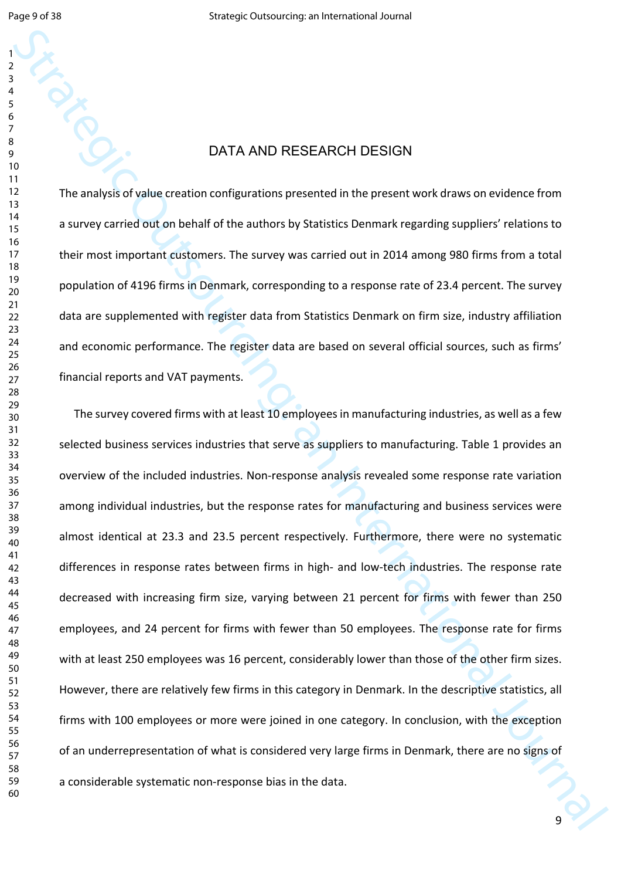## DATA AND RESEARCH DESIGN

The analysis of value creation configurations presented in the present work draws on evidence from a survey carried out on behalf of the authors by Statistics Denmark regarding suppliers' relations to their most important customers. The survey was carried out in 2014 among 980 firms from a total population of 4196 firms in Denmark, corresponding to a response rate of 23.4 percent. The survey data are supplemented with register data from Statistics Denmark on firm size, industry affiliation and economic performance. The register data are based on several official sources, such as firms' financial reports and VAT payments.

The survey covered firms with at least 10 employees in manufacturing industries, as well as a few selected business services industries that serve as suppliers to manufacturing. Table 1 provides an overview of the included industries. Non-response analysis revealed some response rate variation among individual industries, but the response rates for manufacturing and business services were almost identical at 23.3 and 23.5 percent respectively. Furthermore, there were no systematic differences in response rates between firms in high- and low-tech industries. The response rate decreased with increasing firm size, varying between 21 percent for firms with fewer than 250 employees, and 24 percent for firms with fewer than 50 employees. The response rate for firms with at least 250 employees was 16 percent, considerably lower than those of the other firm sizes. However, there are relatively few firms in this category in Denmark. In the descriptive statistics, all firms with 100 employees or more were joined in one category. In conclusion, with the exception of an underrepresentation of what is considered very large firms in Denmark, there are no signs of a considerable systematic non-response bias in the data.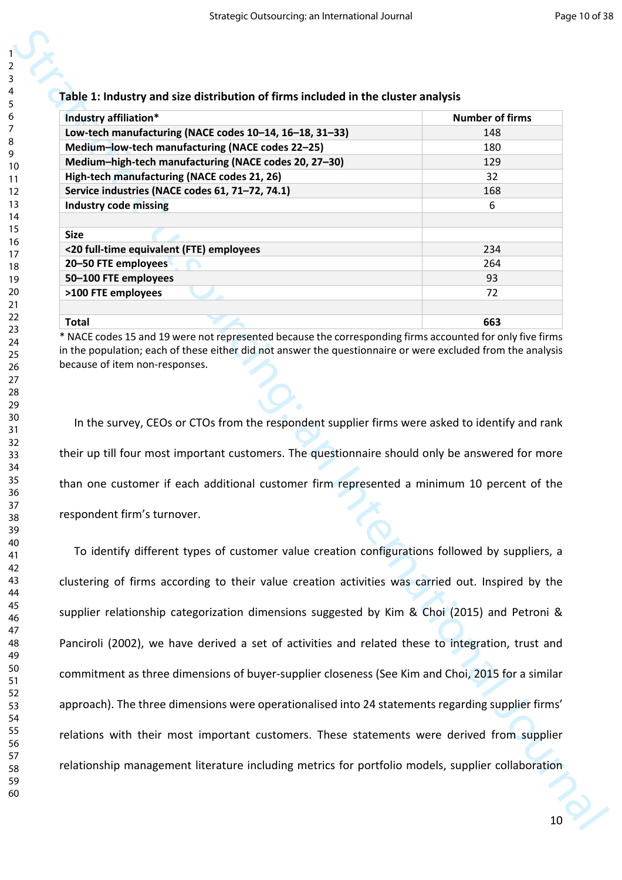**Table 1: Industry and size distribution of firms included in the cluster analysis**

| **Industry affiliation*** | **Number of firms** |
|---|---|
| **Low-tech manufacturing (NACE codes 10–14, 16–18, 31–33)** | 148 |
| **Medium–low-tech manufacturing (NACE codes 22–25)** | 180 |
| **Medium–high-tech manufacturing (NACE codes 20, 27–30)** | 129 |
| **High-tech manufacturing (NACE codes 21, 26)** | 32 |
| **Service industries (NACE codes 61, 71–72, 74.1)** | 168 |
| **Industry code missing** | 6 |
| | |
| **Size** | |
| **<20 full-time equivalent (FTE) employees** | 234 |
| **20–50 FTE employees** | 264 |
| **50–100 FTE employees** | 93 |
| **>100 FTE employees** | 72 |
| | |
| **Total** | **663** |

* NACE codes 15 and 19 were not represented because the corresponding firms accounted for only five firms in the population; each of these either did not answer the questionnaire or were excluded from the analysis because of item non-responses.

In the survey, CEOs or CTOs from the respondent supplier firms were asked to identify and rank their up till four most important customers. The questionnaire should only be answered for more than one customer if each additional customer firm represented a minimum 10 percent of the respondent firm's turnover.

To identify different types of customer value creation configurations followed by suppliers, a clustering of firms according to their value creation activities was carried out. Inspired by the supplier relationship categorization dimensions suggested by Kim & Choi (2015) and Petroni & Panciroli (2002), we have derived a set of activities and related these to integration, trust and commitment as three dimensions of buyer-supplier closeness (See Kim and Choi, 2015 for a similar approach). The three dimensions were operationalised into 24 statements regarding supplier firms' relations with their most important customers. These statements were derived from supplier relationship management literature including metrics for portfolio models, supplier collaboration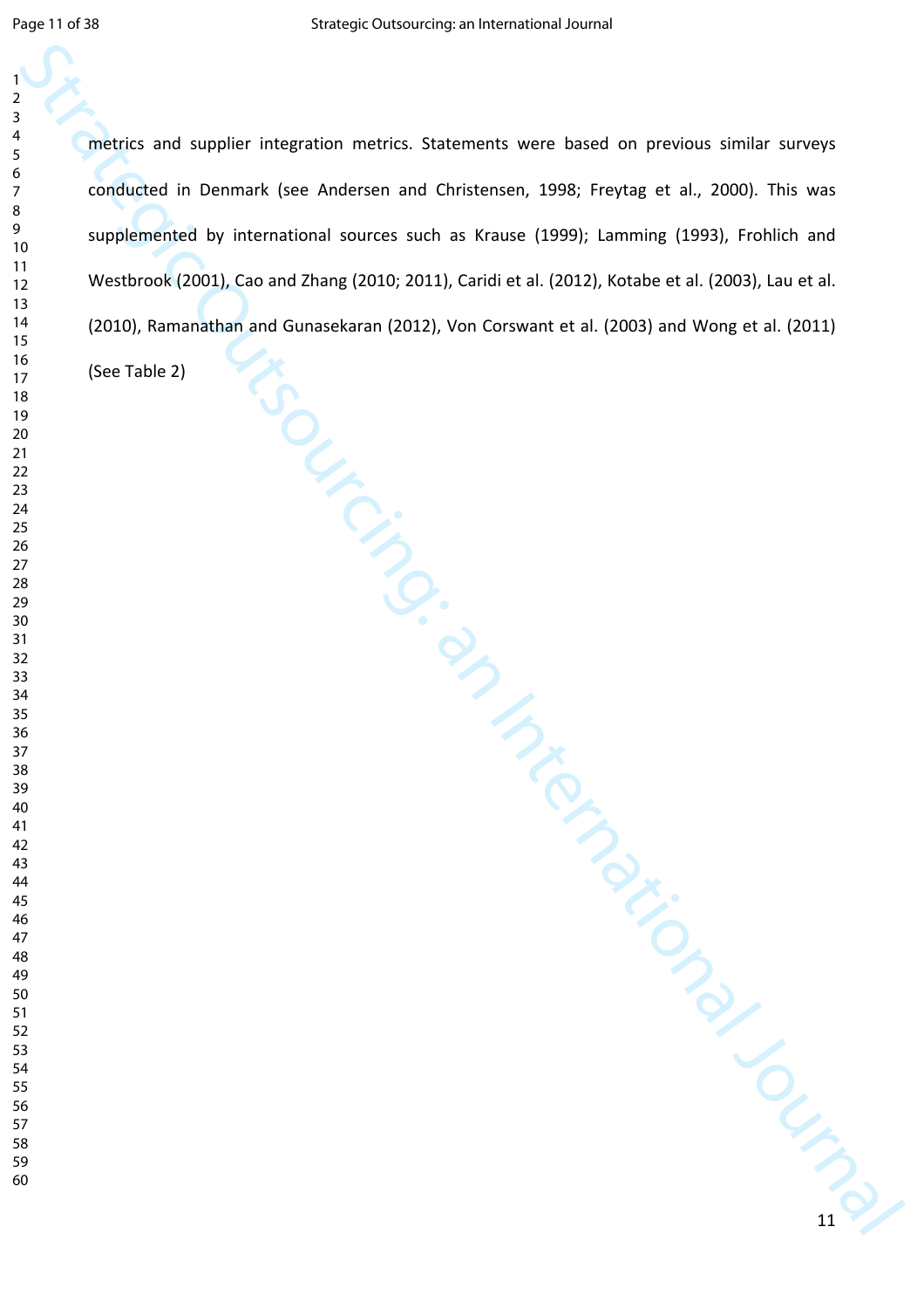metrics and supplier integration metrics. Statements were based on previous similar surveys conducted in Denmark (see Andersen and Christensen, 1998; Freytag et al., 2000). This was supplemented by international sources such as Krause (1999); Lamming (1993), Frohlich and Westbrook (2001), Cao and Zhang (2010; 2011), Caridi et al. (2012), Kotabe et al. (2003), Lau et al. (2010), Ramanathan and Gunasekaran (2012), Von Corswant et al. (2003) and Wong et al. (2011) (See Table 2)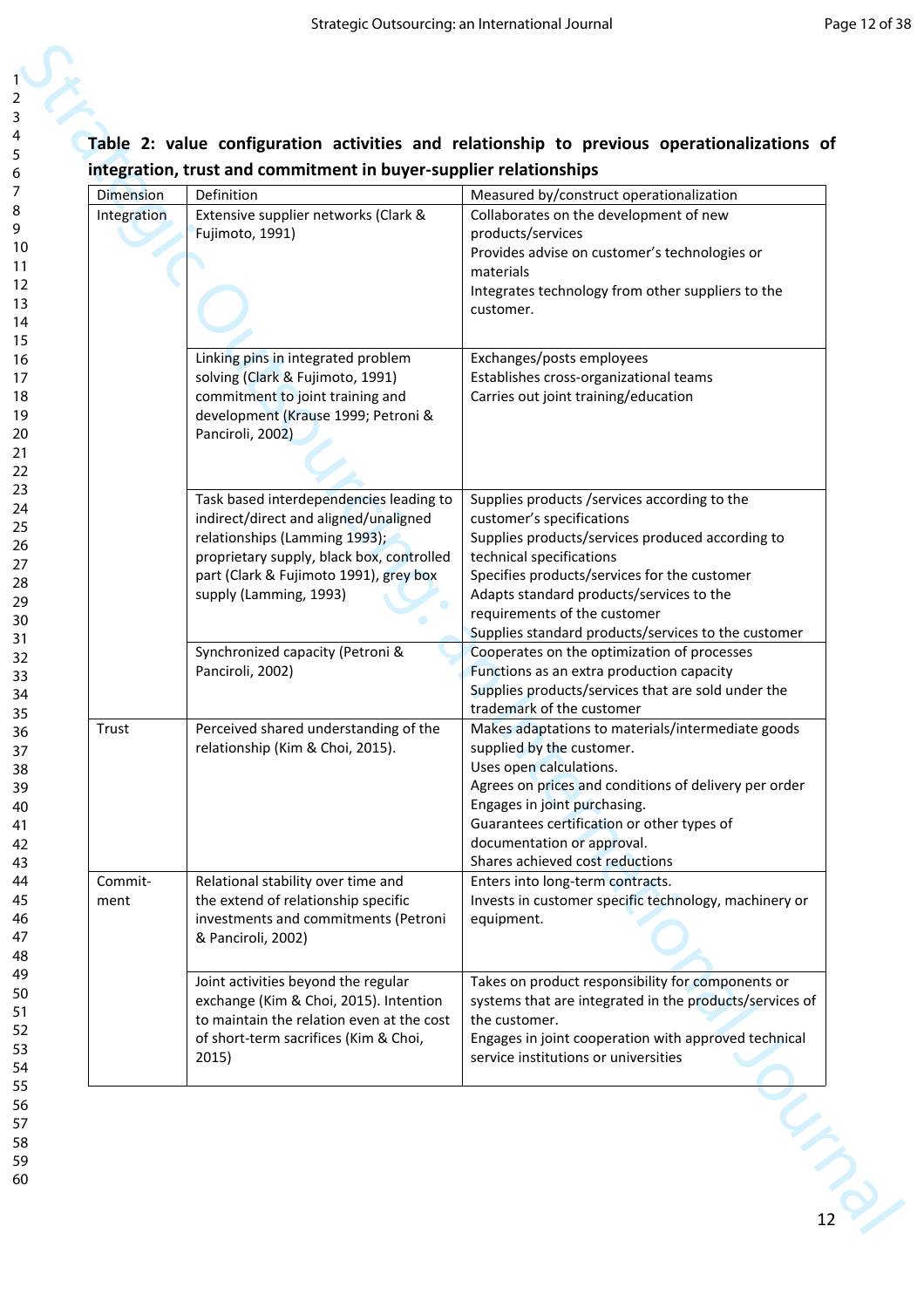**Table 2: value configuration activities and relationship to previous operationalizations of integration, trust and commitment in buyer-supplier relationships**

| Dimension | Definition | Measured by/construct operationalization |
|---|---|---|
| Integration | Extensive supplier networks (Clark & Fujimoto, 1991) | Collaborates on the development of new products/services<br>Provides advise on customer's technologies or materials<br>Integrates technology from other suppliers to the customer. |
| | Linking pins in integrated problem solving (Clark & Fujimoto, 1991) commitment to joint training and development (Krause 1999; Petroni & Panciroli, 2002) | Exchanges/posts employees<br>Establishes cross-organizational teams<br>Carries out joint training/education |
| | Task based interdependencies leading to indirect/direct and aligned/unaligned relationships (Lamming 1993); proprietary supply, black box, controlled part (Clark & Fujimoto 1991), grey box supply (Lamming, 1993) | Supplies products /services according to the customer's specifications<br>Supplies products/services produced according to technical specifications<br>Specifies products/services for the customer<br>Adapts standard products/services to the requirements of the customer<br>Supplies standard products/services to the customer |
| | Synchronized capacity (Petroni & Panciroli, 2002) | Cooperates on the optimization of processes<br>Functions as an extra production capacity<br>Supplies products/services that are sold under the trademark of the customer |
| Trust | Perceived shared understanding of the relationship (Kim & Choi, 2015). | Makes adaptations to materials/intermediate goods supplied by the customer.<br>Uses open calculations.<br>Agrees on prices and conditions of delivery per order<br>Engages in joint purchasing.<br>Guarantees certification or other types of documentation or approval.<br>Shares achieved cost reductions |
| Commit-ment | Relational stability over time and the extend of relationship specific investments and commitments (Petroni & Panciroli, 2002) | Enters into long-term contracts.<br>Invests in customer specific technology, machinery or equipment. |
| | Joint activities beyond the regular exchange (Kim & Choi, 2015). Intention to maintain the relation even at the cost of short-term sacrifices (Kim & Choi, 2015) | Takes on product responsibility for components or systems that are integrated in the products/services of the customer.<br>Engages in joint cooperation with approved technical service institutions or universities |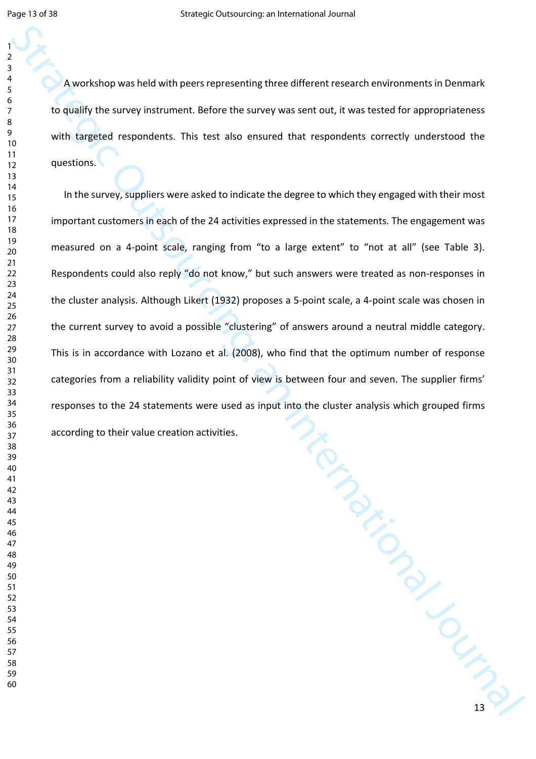A workshop was held with peers representing three different research environments in Denmark to qualify the survey instrument. Before the survey was sent out, it was tested for appropriateness with targeted respondents. This test also ensured that respondents correctly understood the questions.

In the survey, suppliers were asked to indicate the degree to which they engaged with their most important customers in each of the 24 activities expressed in the statements. The engagement was measured on a 4-point scale, ranging from "to a large extent" to "not at all" (see Table 3). Respondents could also reply "do not know," but such answers were treated as non-responses in the cluster analysis. Although Likert (1932) proposes a 5-point scale, a 4-point scale was chosen in the current survey to avoid a possible "clustering" of answers around a neutral middle category. This is in accordance with Lozano et al. (2008), who find that the optimum number of response categories from a reliability validity point of view is between four and seven. The supplier firms' responses to the 24 statements were used as input into the cluster analysis which grouped firms according to their value creation activities.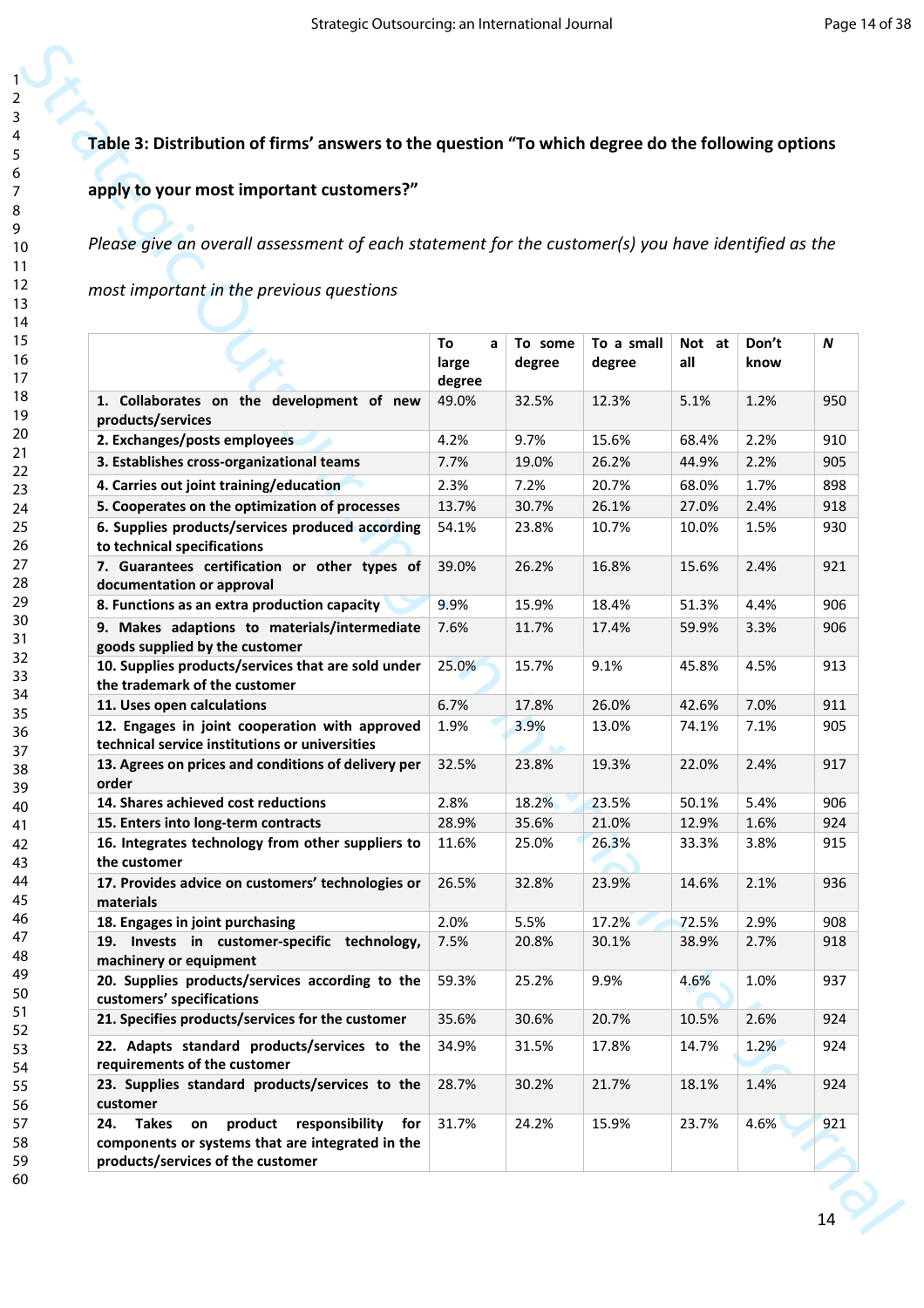**Table 3: Distribution of firms' answers to the question "To which degree do the following options apply to your most important customers?"**

*Please give an overall assessment of each statement for the customer(s) you have identified as the most important in the previous questions*

| | To a large degree | To some degree | To a small degree | Not at all | Don't know | *N* |
|---|---|---|---|---|---|---|
| **1. Collaborates on the development of new products/services** | 49.0% | 32.5% | 12.3% | 5.1% | 1.2% | 950 |
| **2. Exchanges/posts employees** | 4.2% | 9.7% | 15.6% | 68.4% | 2.2% | 910 |
| **3. Establishes cross-organizational teams** | 7.7% | 19.0% | 26.2% | 44.9% | 2.2% | 905 |
| **4. Carries out joint training/education** | 2.3% | 7.2% | 20.7% | 68.0% | 1.7% | 898 |
| **5. Cooperates on the optimization of processes** | 13.7% | 30.7% | 26.1% | 27.0% | 2.4% | 918 |
| **6. Supplies products/services produced according to technical specifications** | 54.1% | 23.8% | 10.7% | 10.0% | 1.5% | 930 |
| **7. Guarantees certification or other types of documentation or approval** | 39.0% | 26.2% | 16.8% | 15.6% | 2.4% | 921 |
| **8. Functions as an extra production capacity** | 9.9% | 15.9% | 18.4% | 51.3% | 4.4% | 906 |
| **9. Makes adaptions to materials/intermediate goods supplied by the customer** | 7.6% | 11.7% | 17.4% | 59.9% | 3.3% | 906 |
| **10. Supplies products/services that are sold under the trademark of the customer** | 25.0% | 15.7% | 9.1% | 45.8% | 4.5% | 913 |
| **11. Uses open calculations** | 6.7% | 17.8% | 26.0% | 42.6% | 7.0% | 911 |
| **12. Engages in joint cooperation with approved technical service institutions or universities** | 1.9% | 3.9% | 13.0% | 74.1% | 7.1% | 905 |
| **13. Agrees on prices and conditions of delivery per order** | 32.5% | 23.8% | 19.3% | 22.0% | 2.4% | 917 |
| **14. Shares achieved cost reductions** | 2.8% | 18.2% | 23.5% | 50.1% | 5.4% | 906 |
| **15. Enters into long-term contracts** | 28.9% | 35.6% | 21.0% | 12.9% | 1.6% | 924 |
| **16. Integrates technology from other suppliers to the customer** | 11.6% | 25.0% | 26.3% | 33.3% | 3.8% | 915 |
| **17. Provides advice on customers' technologies or materials** | 26.5% | 32.8% | 23.9% | 14.6% | 2.1% | 936 |
| **18. Engages in joint purchasing** | 2.0% | 5.5% | 17.2% | 72.5% | 2.9% | 908 |
| **19. Invests in customer-specific technology, machinery or equipment** | 7.5% | 20.8% | 30.1% | 38.9% | 2.7% | 918 |
| **20. Supplies products/services according to the customers' specifications** | 59.3% | 25.2% | 9.9% | 4.6% | 1.0% | 937 |
| **21. Specifies products/services for the customer** | 35.6% | 30.6% | 20.7% | 10.5% | 2.6% | 924 |
| **22. Adapts standard products/services to the requirements of the customer** | 34.9% | 31.5% | 17.8% | 14.7% | 1.2% | 924 |
| **23. Supplies standard products/services to the customer** | 28.7% | 30.2% | 21.7% | 18.1% | 1.4% | 924 |
| **24. Takes on product responsibility for components or systems that are integrated in the products/services of the customer** | 31.7% | 24.2% | 15.9% | 23.7% | 4.6% | 921 |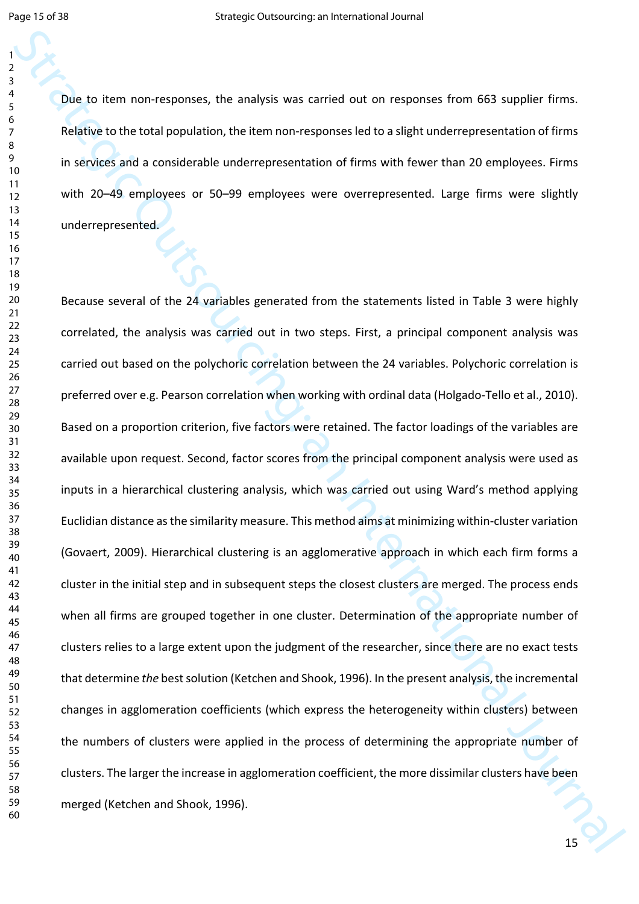Due to item non-responses, the analysis was carried out on responses from 663 supplier firms. Relative to the total population, the item non-responses led to a slight underrepresentation of firms in services and a considerable underrepresentation of firms with fewer than 20 employees. Firms with 20–49 employees or 50–99 employees were overrepresented. Large firms were slightly underrepresented.

Because several of the 24 variables generated from the statements listed in Table 3 were highly correlated, the analysis was carried out in two steps. First, a principal component analysis was carried out based on the polychoric correlation between the 24 variables. Polychoric correlation is preferred over e.g. Pearson correlation when working with ordinal data (Holgado-Tello et al., 2010). Based on a proportion criterion, five factors were retained. The factor loadings of the variables are available upon request. Second, factor scores from the principal component analysis were used as inputs in a hierarchical clustering analysis, which was carried out using Ward's method applying Euclidian distance as the similarity measure. This method aims at minimizing within-cluster variation (Govaert, 2009). Hierarchical clustering is an agglomerative approach in which each firm forms a cluster in the initial step and in subsequent steps the closest clusters are merged. The process ends when all firms are grouped together in one cluster. Determination of the appropriate number of clusters relies to a large extent upon the judgment of the researcher, since there are no exact tests that determine *the* best solution (Ketchen and Shook, 1996). In the present analysis, the incremental changes in agglomeration coefficients (which express the heterogeneity within clusters) between the numbers of clusters were applied in the process of determining the appropriate number of clusters. The larger the increase in agglomeration coefficient, the more dissimilar clusters have been merged (Ketchen and Shook, 1996).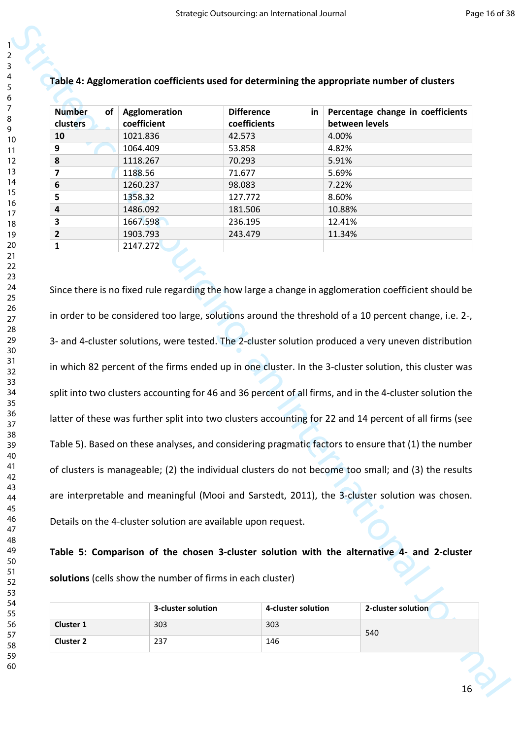**Table 4: Agglomeration coefficients used for determining the appropriate number of clusters**

| Number of clusters | Agglomeration coefficient | Difference in coefficients | Percentage change in coefficients between levels |
|---|---|---|---|
| **10** | 1021.836 | 42.573 | 4.00% |
| **9** | 1064.409 | 53.858 | 4.82% |
| **8** | 1118.267 | 70.293 | 5.91% |
| **7** | 1188.56 | 71.677 | 5.69% |
| **6** | 1260.237 | 98.083 | 7.22% |
| **5** | 1358.32 | 127.772 | 8.60% |
| **4** | 1486.092 | 181.506 | 10.88% |
| **3** | 1667.598 | 236.195 | 12.41% |
| **2** | 1903.793 | 243.479 | 11.34% |
| **1** | 2147.272 | | |

Since there is no fixed rule regarding the how large a change in agglomeration coefficient should be in order to be considered too large, solutions around the threshold of a 10 percent change, i.e. 2-, 3- and 4-cluster solutions, were tested. The 2-cluster solution produced a very uneven distribution in which 82 percent of the firms ended up in one cluster. In the 3-cluster solution, this cluster was split into two clusters accounting for 46 and 36 percent of all firms, and in the 4-cluster solution the latter of these was further split into two clusters accounting for 22 and 14 percent of all firms (see Table 5). Based on these analyses, and considering pragmatic factors to ensure that (1) the number of clusters is manageable; (2) the individual clusters do not become too small; and (3) the results are interpretable and meaningful (Mooi and Sarstedt, 2011), the 3-cluster solution was chosen. Details on the 4-cluster solution are available upon request.

**Table 5: Comparison of the chosen 3-cluster solution with the alternative 4- and 2-cluster solutions** (cells show the number of firms in each cluster)

| | 3-cluster solution | 4-cluster solution | 2-cluster solution |
|---|---|---|---|
| **Cluster 1** | 303 | 303 | 540 |
| **Cluster 2** | 237 | 146 | |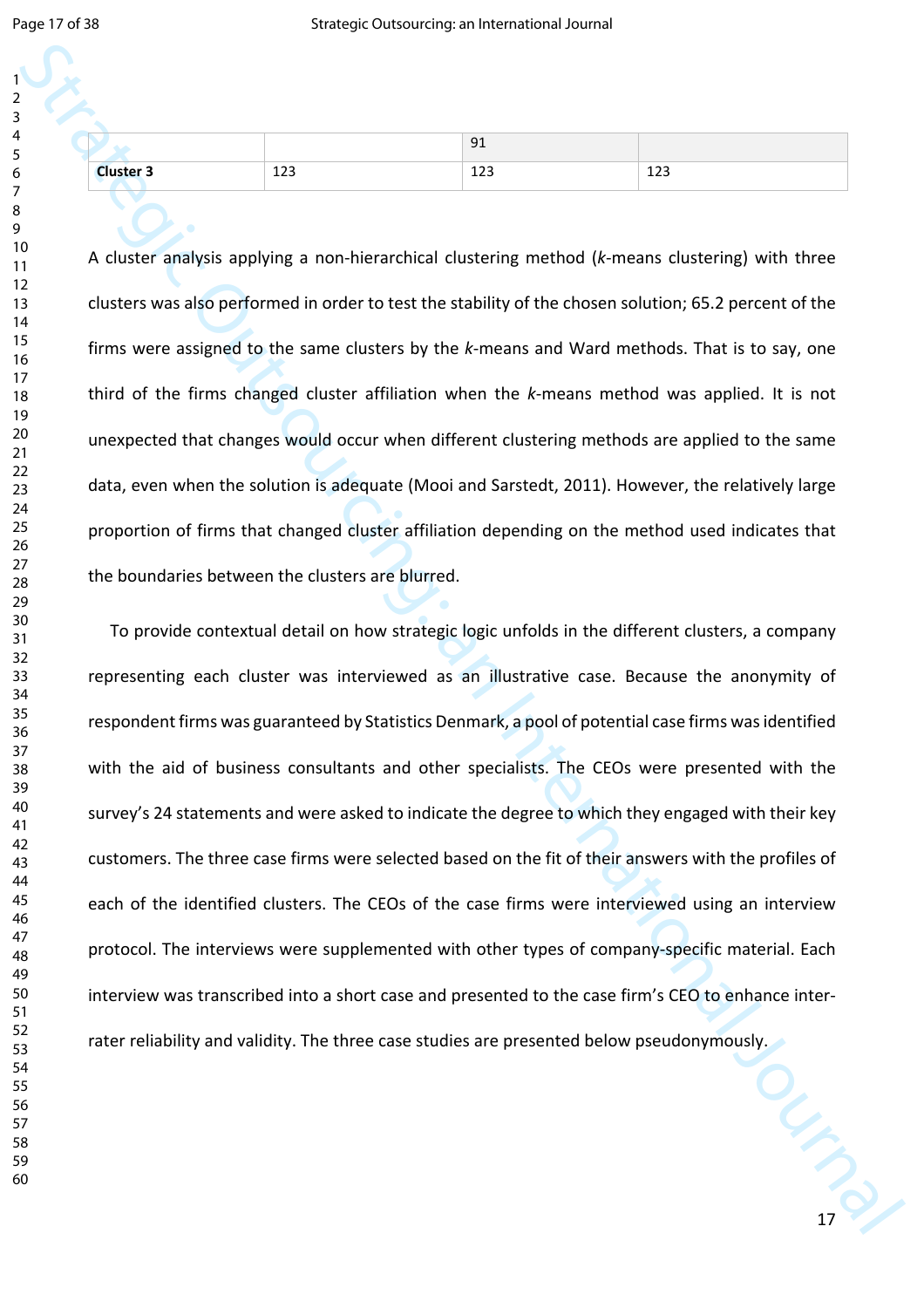| | | 91 | |
|---|---|---|---|
| **Cluster 3** | 123 | 123 | 123 |

A cluster analysis applying a non-hierarchical clustering method (*k*-means clustering) with three clusters was also performed in order to test the stability of the chosen solution; 65.2 percent of the firms were assigned to the same clusters by the *k*-means and Ward methods. That is to say, one third of the firms changed cluster affiliation when the *k*-means method was applied. It is not unexpected that changes would occur when different clustering methods are applied to the same data, even when the solution is adequate (Mooi and Sarstedt, 2011). However, the relatively large proportion of firms that changed cluster affiliation depending on the method used indicates that the boundaries between the clusters are blurred.

To provide contextual detail on how strategic logic unfolds in the different clusters, a company representing each cluster was interviewed as an illustrative case. Because the anonymity of respondent firms was guaranteed by Statistics Denmark, a pool of potential case firms was identified with the aid of business consultants and other specialists. The CEOs were presented with the survey's 24 statements and were asked to indicate the degree to which they engaged with their key customers. The three case firms were selected based on the fit of their answers with the profiles of each of the identified clusters. The CEOs of the case firms were interviewed using an interview protocol. The interviews were supplemented with other types of company-specific material. Each interview was transcribed into a short case and presented to the case firm's CEO to enhance inter-rater reliability and validity. The three case studies are presented below pseudonymously.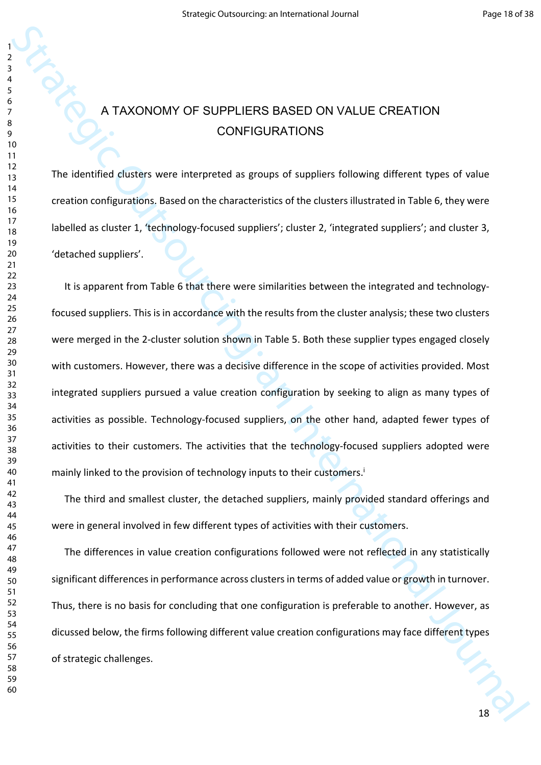# A TAXONOMY OF SUPPLIERS BASED ON VALUE CREATION CONFIGURATIONS

The identified clusters were interpreted as groups of suppliers following different types of value creation configurations. Based on the characteristics of the clusters illustrated in Table 6, they were labelled as cluster 1, 'technology-focused suppliers'; cluster 2, 'integrated suppliers'; and cluster 3, 'detached suppliers'.

It is apparent from Table 6 that there were similarities between the integrated and technology-focused suppliers. This is in accordance with the results from the cluster analysis; these two clusters were merged in the 2-cluster solution shown in Table 5. Both these supplier types engaged closely with customers. However, there was a decisive difference in the scope of activities provided. Most integrated suppliers pursued a value creation configuration by seeking to align as many types of activities as possible. Technology-focused suppliers, on the other hand, adapted fewer types of activities to their customers. The activities that the technology-focused suppliers adopted were mainly linked to the provision of technology inputs to their customers.[i]

The third and smallest cluster, the detached suppliers, mainly provided standard offerings and were in general involved in few different types of activities with their customers.

The differences in value creation configurations followed were not reflected in any statistically significant differences in performance across clusters in terms of added value or growth in turnover. Thus, there is no basis for concluding that one configuration is preferable to another. However, as dicussed below, the firms following different value creation configurations may face different types of strategic challenges.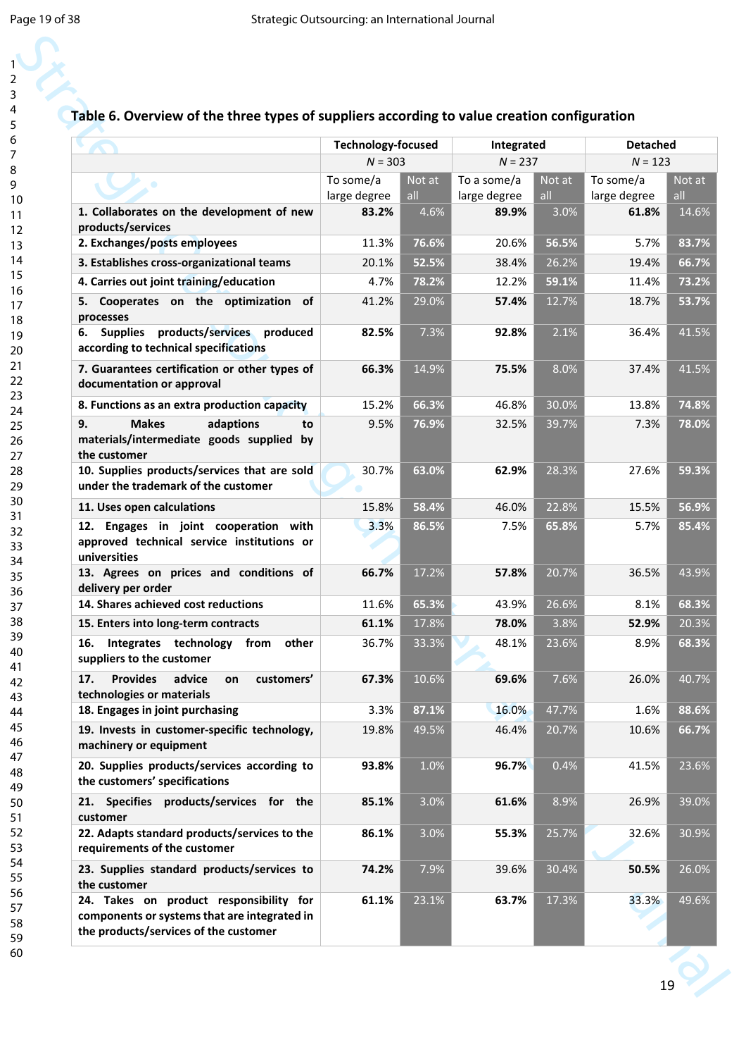### Table 6. Overview of the three types of suppliers according to value creation configuration

| | Technology-focused | | Integrated | | Detached | |
|---|---|---|---|---|---|---|
| | *N* = 303 | | *N* = 237 | | *N* = 123 | |
| | To some/a large degree | Not at all | To a some/a large degree | Not at all | To some/a large degree | Not at all |
| **1. Collaborates on the development of new products/services** | **83.2%** | 4.6% | **89.9%** | 3.0% | **61.8%** | 14.6% |
| **2. Exchanges/posts employees** | 11.3% | **76.6%** | 20.6% | **56.5%** | 5.7% | **83.7%** |
| **3. Establishes cross-organizational teams** | 20.1% | **52.5%** | 38.4% | 26.2% | 19.4% | **66.7%** |
| **4. Carries out joint training/education** | 4.7% | **78.2%** | 12.2% | **59.1%** | 11.4% | **73.2%** |
| **5. Cooperates on the optimization of processes** | 41.2% | 29.0% | **57.4%** | 12.7% | 18.7% | **53.7%** |
| **6. Supplies products/services produced according to technical specifications** | **82.5%** | 7.3% | **92.8%** | 2.1% | 36.4% | 41.5% |
| **7. Guarantees certification or other types of documentation or approval** | **66.3%** | 14.9% | **75.5%** | 8.0% | 37.4% | 41.5% |
| **8. Functions as an extra production capacity** | 15.2% | **66.3%** | 46.8% | 30.0% | 13.8% | **74.8%** |
| **9. Makes adaptions to materials/intermediate goods supplied by the customer** | 9.5% | **76.9%** | 32.5% | 39.7% | 7.3% | **78.0%** |
| **10. Supplies products/services that are sold under the trademark of the customer** | 30.7% | **63.0%** | **62.9%** | 28.3% | 27.6% | **59.3%** |
| **11. Uses open calculations** | 15.8% | **58.4%** | 46.0% | 22.8% | 15.5% | **56.9%** |
| **12. Engages in joint cooperation with approved technical service institutions or universities** | 3.3% | **86.5%** | 7.5% | **65.8%** | 5.7% | **85.4%** |
| **13. Agrees on prices and conditions of delivery per order** | **66.7%** | 17.2% | **57.8%** | 20.7% | 36.5% | 43.9% |
| **14. Shares achieved cost reductions** | 11.6% | **65.3%** | 43.9% | 26.6% | 8.1% | **68.3%** |
| **15. Enters into long-term contracts** | **61.1%** | 17.8% | **78.0%** | 3.8% | **52.9%** | 20.3% |
| **16. Integrates technology from other suppliers to the customer** | 36.7% | 33.3% | 48.1% | 23.6% | 8.9% | **68.3%** |
| **17. Provides advice on customers' technologies or materials** | **67.3%** | 10.6% | **69.6%** | 7.6% | 26.0% | 40.7% |
| **18. Engages in joint purchasing** | 3.3% | **87.1%** | 16.0% | 47.7% | 1.6% | **88.6%** |
| **19. Invests in customer-specific technology, machinery or equipment** | 19.8% | 49.5% | 46.4% | 20.7% | 10.6% | **66.7%** |
| **20. Supplies products/services according to the customers' specifications** | **93.8%** | 1.0% | **96.7%** | 0.4% | 41.5% | 23.6% |
| **21. Specifies products/services for the customer** | **85.1%** | 3.0% | **61.6%** | 8.9% | 26.9% | 39.0% |
| **22. Adapts standard products/services to the requirements of the customer** | **86.1%** | 3.0% | **55.3%** | 25.7% | 32.6% | 30.9% |
| **23. Supplies standard products/services to the customer** | **74.2%** | 7.9% | 39.6% | 30.4% | **50.5%** | 26.0% |
| **24. Takes on product responsibility for components or systems that are integrated in the products/services of the customer** | **61.1%** | 23.1% | **63.7%** | 17.3% | 33.3% | 49.6% |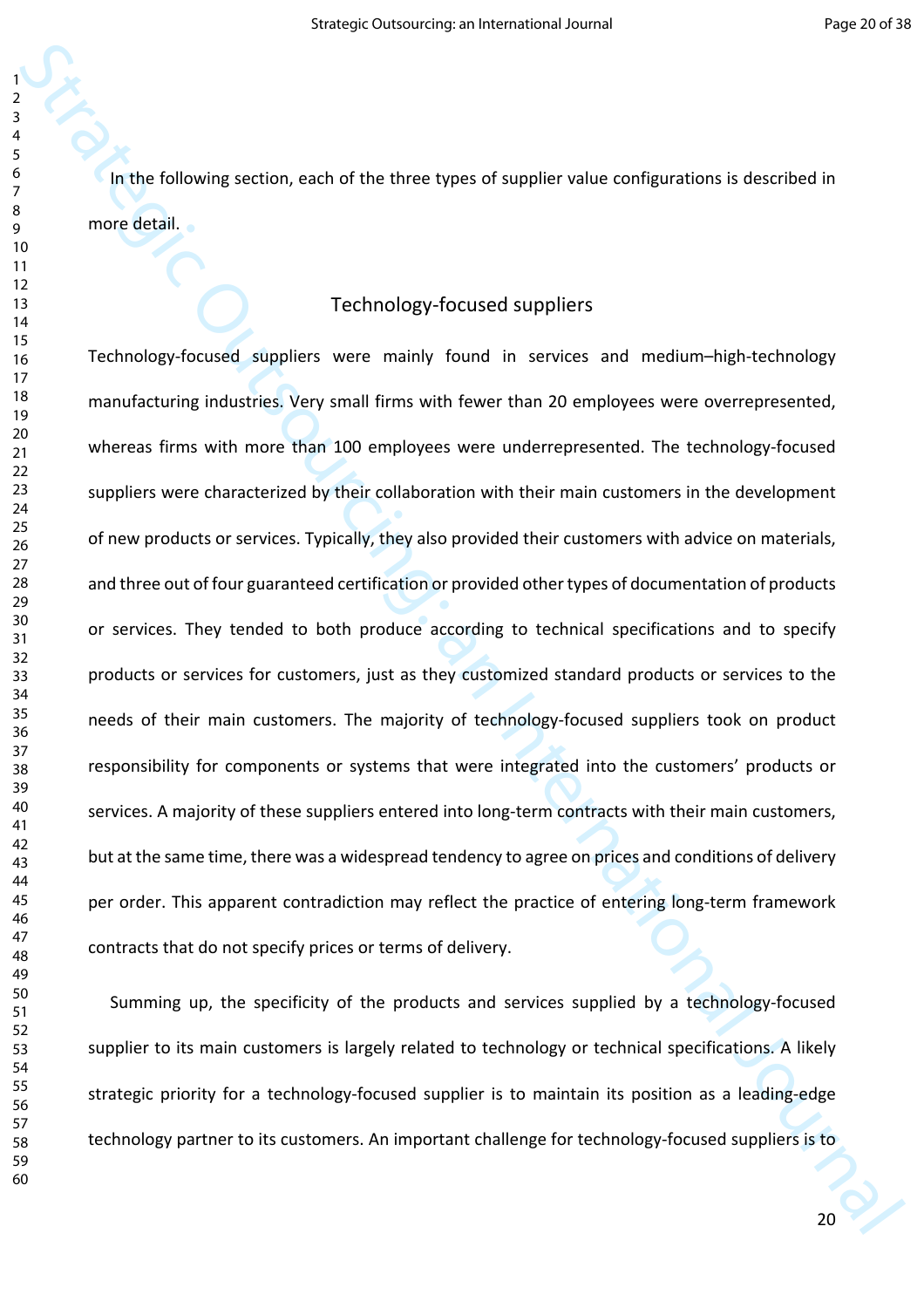In the following section, each of the three types of supplier value configurations is described in more detail.

## Technology-focused suppliers

Technology-focused suppliers were mainly found in services and medium–high-technology manufacturing industries. Very small firms with fewer than 20 employees were overrepresented, whereas firms with more than 100 employees were underrepresented. The technology-focused suppliers were characterized by their collaboration with their main customers in the development of new products or services. Typically, they also provided their customers with advice on materials, and three out of four guaranteed certification or provided other types of documentation of products or services. They tended to both produce according to technical specifications and to specify products or services for customers, just as they customized standard products or services to the needs of their main customers. The majority of technology-focused suppliers took on product responsibility for components or systems that were integrated into the customers' products or services. A majority of these suppliers entered into long-term contracts with their main customers, but at the same time, there was a widespread tendency to agree on prices and conditions of delivery per order. This apparent contradiction may reflect the practice of entering long-term framework contracts that do not specify prices or terms of delivery.

Summing up, the specificity of the products and services supplied by a technology-focused supplier to its main customers is largely related to technology or technical specifications. A likely strategic priority for a technology-focused supplier is to maintain its position as a leading-edge technology partner to its customers. An important challenge for technology-focused suppliers is to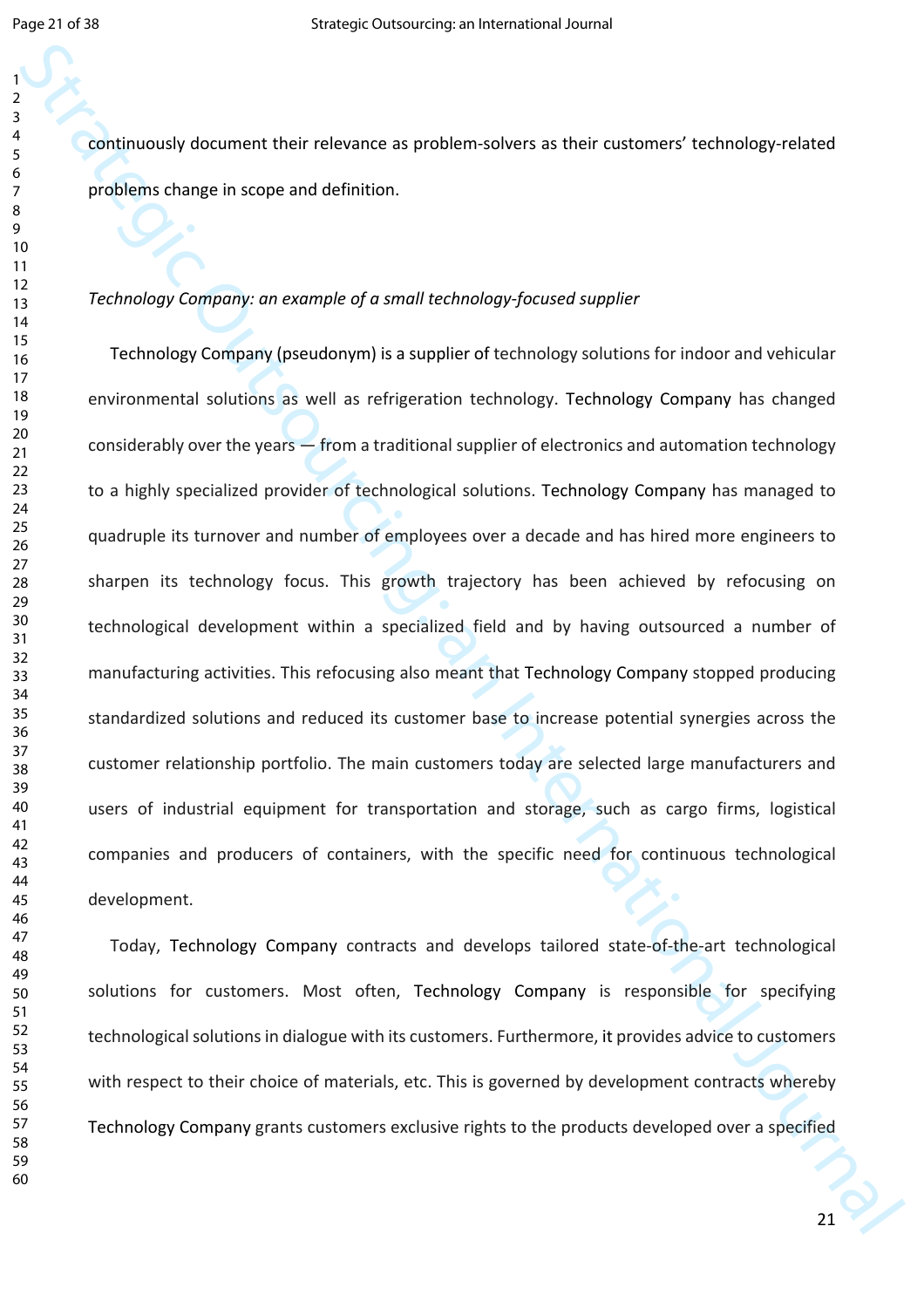continuously document their relevance as problem-solvers as their customers' technology-related problems change in scope and definition.

*Technology Company: an example of a small technology-focused supplier*

Technology Company (pseudonym) is a supplier of technology solutions for indoor and vehicular environmental solutions as well as refrigeration technology. Technology Company has changed considerably over the years — from a traditional supplier of electronics and automation technology to a highly specialized provider of technological solutions. Technology Company has managed to quadruple its turnover and number of employees over a decade and has hired more engineers to sharpen its technology focus. This growth trajectory has been achieved by refocusing on technological development within a specialized field and by having outsourced a number of manufacturing activities. This refocusing also meant that Technology Company stopped producing standardized solutions and reduced its customer base to increase potential synergies across the customer relationship portfolio. The main customers today are selected large manufacturers and users of industrial equipment for transportation and storage, such as cargo firms, logistical companies and producers of containers, with the specific need for continuous technological development.

Today, Technology Company contracts and develops tailored state-of-the-art technological solutions for customers. Most often, Technology Company is responsible for specifying technological solutions in dialogue with its customers. Furthermore, it provides advice to customers with respect to their choice of materials, etc. This is governed by development contracts whereby Technology Company grants customers exclusive rights to the products developed over a specified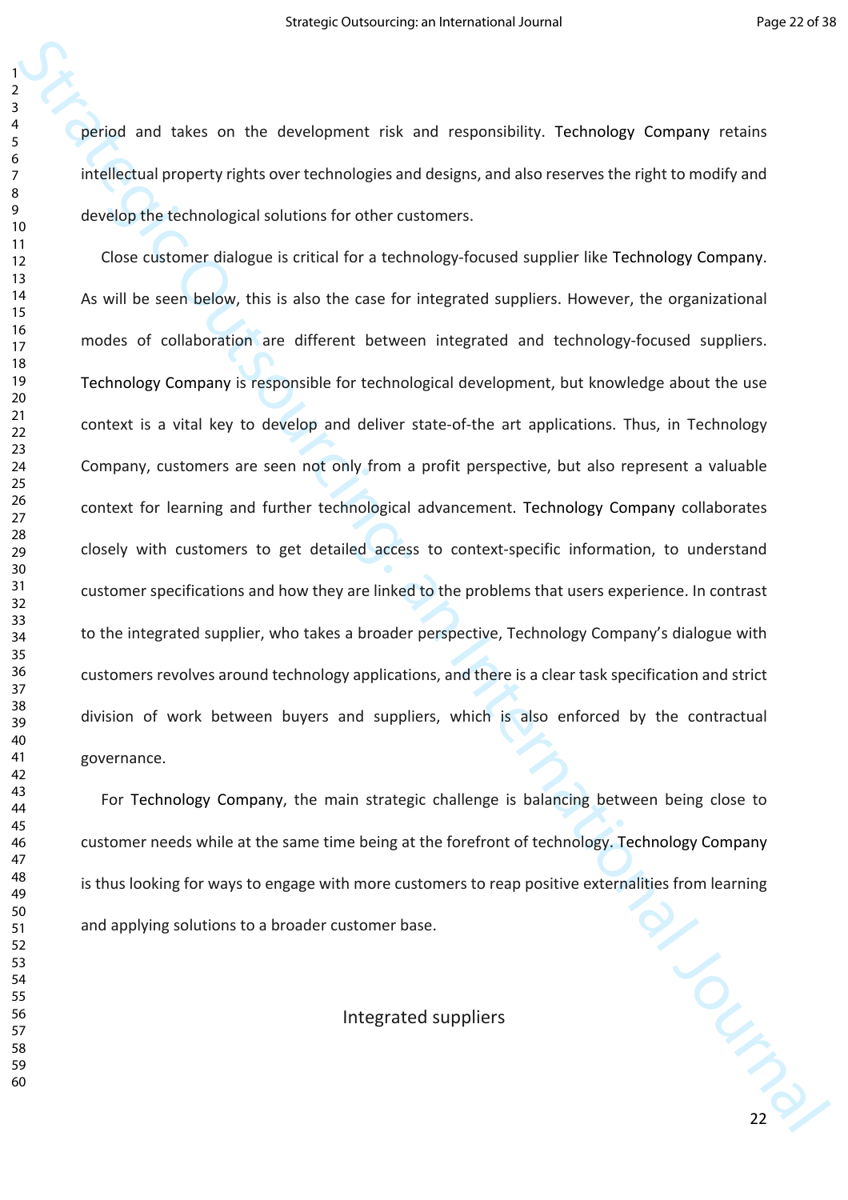period and takes on the development risk and responsibility. Technology Company retains intellectual property rights over technologies and designs, and also reserves the right to modify and develop the technological solutions for other customers.

Close customer dialogue is critical for a technology-focused supplier like Technology Company. As will be seen below, this is also the case for integrated suppliers. However, the organizational modes of collaboration are different between integrated and technology-focused suppliers. Technology Company is responsible for technological development, but knowledge about the use context is a vital key to develop and deliver state-of-the art applications. Thus, in Technology Company, customers are seen not only from a profit perspective, but also represent a valuable context for learning and further technological advancement. Technology Company collaborates closely with customers to get detailed access to context-specific information, to understand customer specifications and how they are linked to the problems that users experience. In contrast to the integrated supplier, who takes a broader perspective, Technology Company's dialogue with customers revolves around technology applications, and there is a clear task specification and strict division of work between buyers and suppliers, which is also enforced by the contractual governance.

For Technology Company, the main strategic challenge is balancing between being close to customer needs while at the same time being at the forefront of technology. Technology Company is thus looking for ways to engage with more customers to reap positive externalities from learning and applying solutions to a broader customer base.

## Integrated suppliers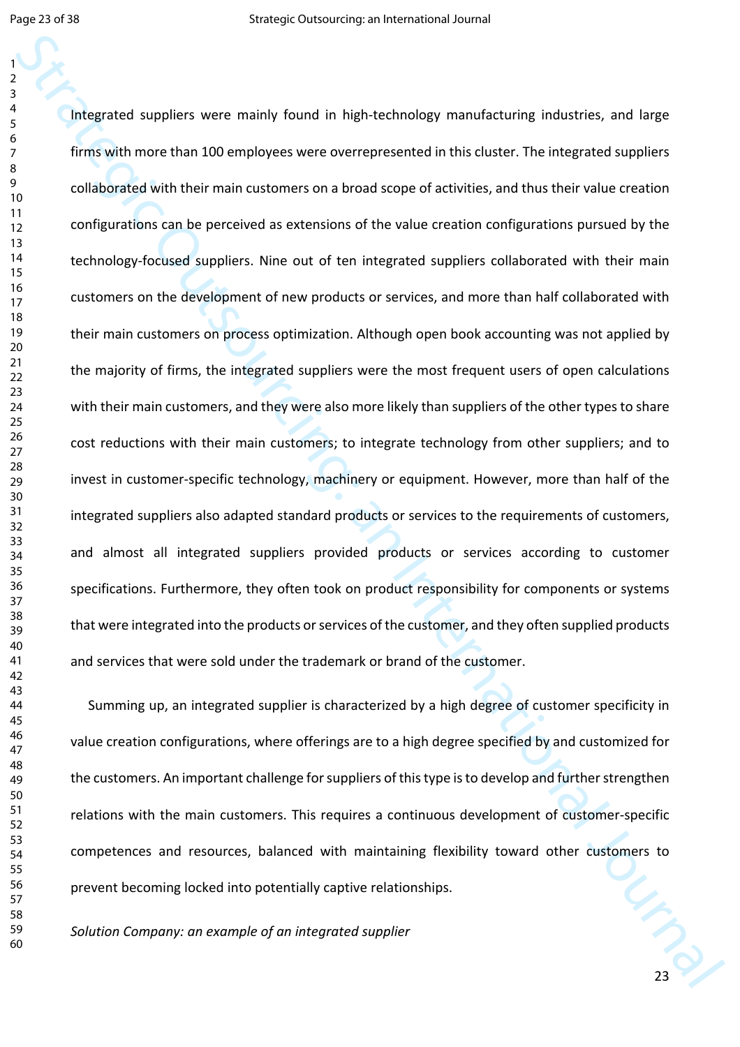Integrated suppliers were mainly found in high-technology manufacturing industries, and large firms with more than 100 employees were overrepresented in this cluster. The integrated suppliers collaborated with their main customers on a broad scope of activities, and thus their value creation configurations can be perceived as extensions of the value creation configurations pursued by the technology-focused suppliers. Nine out of ten integrated suppliers collaborated with their main customers on the development of new products or services, and more than half collaborated with their main customers on process optimization. Although open book accounting was not applied by the majority of firms, the integrated suppliers were the most frequent users of open calculations with their main customers, and they were also more likely than suppliers of the other types to share cost reductions with their main customers; to integrate technology from other suppliers; and to invest in customer-specific technology, machinery or equipment. However, more than half of the integrated suppliers also adapted standard products or services to the requirements of customers, and almost all integrated suppliers provided products or services according to customer specifications. Furthermore, they often took on product responsibility for components or systems that were integrated into the products or services of the customer, and they often supplied products and services that were sold under the trademark or brand of the customer.

Summing up, an integrated supplier is characterized by a high degree of customer specificity in value creation configurations, where offerings are to a high degree specified by and customized for the customers. An important challenge for suppliers of this type is to develop and further strengthen relations with the main customers. This requires a continuous development of customer-specific competences and resources, balanced with maintaining flexibility toward other customers to prevent becoming locked into potentially captive relationships.

*Solution Company: an example of an integrated supplier*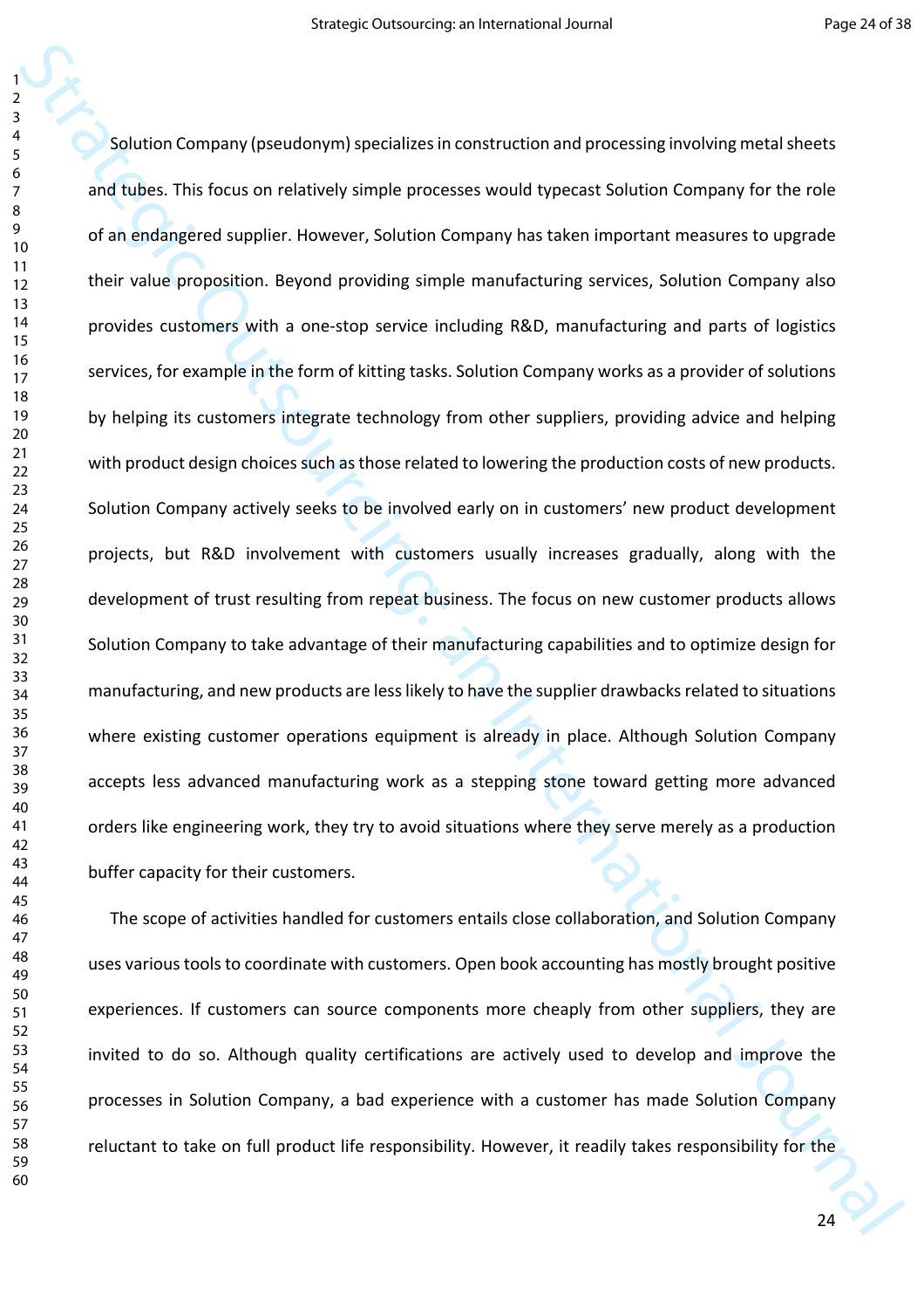Solution Company (pseudonym) specializes in construction and processing involving metal sheets and tubes. This focus on relatively simple processes would typecast Solution Company for the role of an endangered supplier. However, Solution Company has taken important measures to upgrade their value proposition. Beyond providing simple manufacturing services, Solution Company also provides customers with a one-stop service including R&D, manufacturing and parts of logistics services, for example in the form of kitting tasks. Solution Company works as a provider of solutions by helping its customers integrate technology from other suppliers, providing advice and helping with product design choices such as those related to lowering the production costs of new products. Solution Company actively seeks to be involved early on in customers' new product development projects, but R&D involvement with customers usually increases gradually, along with the development of trust resulting from repeat business. The focus on new customer products allows Solution Company to take advantage of their manufacturing capabilities and to optimize design for manufacturing, and new products are less likely to have the supplier drawbacks related to situations where existing customer operations equipment is already in place. Although Solution Company accepts less advanced manufacturing work as a stepping stone toward getting more advanced orders like engineering work, they try to avoid situations where they serve merely as a production buffer capacity for their customers.

The scope of activities handled for customers entails close collaboration, and Solution Company uses various tools to coordinate with customers. Open book accounting has mostly brought positive experiences. If customers can source components more cheaply from other suppliers, they are invited to do so. Although quality certifications are actively used to develop and improve the processes in Solution Company, a bad experience with a customer has made Solution Company reluctant to take on full product life responsibility. However, it readily takes responsibility for the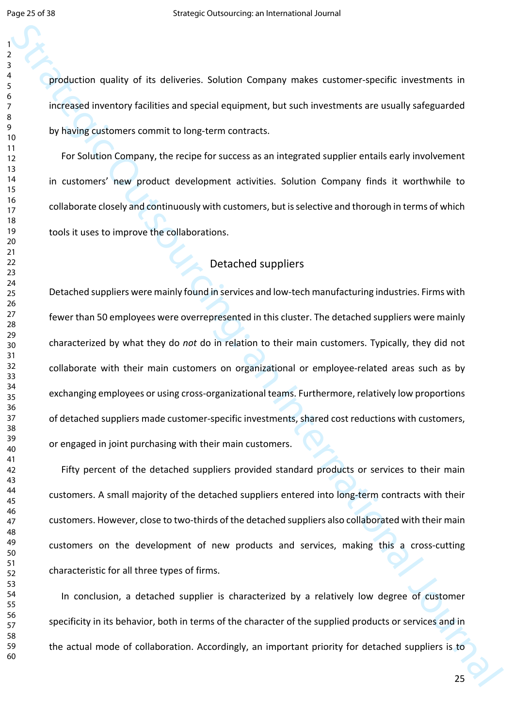production quality of its deliveries. Solution Company makes customer-specific investments in increased inventory facilities and special equipment, but such investments are usually safeguarded by having customers commit to long-term contracts.

For Solution Company, the recipe for success as an integrated supplier entails early involvement in customers' new product development activities. Solution Company finds it worthwhile to collaborate closely and continuously with customers, but is selective and thorough in terms of which tools it uses to improve the collaborations.

## Detached suppliers

Detached suppliers were mainly found in services and low-tech manufacturing industries. Firms with fewer than 50 employees were overrepresented in this cluster. The detached suppliers were mainly characterized by what they do *not* do in relation to their main customers. Typically, they did not collaborate with their main customers on organizational or employee-related areas such as by exchanging employees or using cross-organizational teams. Furthermore, relatively low proportions of detached suppliers made customer-specific investments, shared cost reductions with customers, or engaged in joint purchasing with their main customers.

Fifty percent of the detached suppliers provided standard products or services to their main customers. A small majority of the detached suppliers entered into long-term contracts with their customers. However, close to two-thirds of the detached suppliers also collaborated with their main customers on the development of new products and services, making this a cross-cutting characteristic for all three types of firms.

In conclusion, a detached supplier is characterized by a relatively low degree of customer specificity in its behavior, both in terms of the character of the supplied products or services and in the actual mode of collaboration. Accordingly, an important priority for detached suppliers is to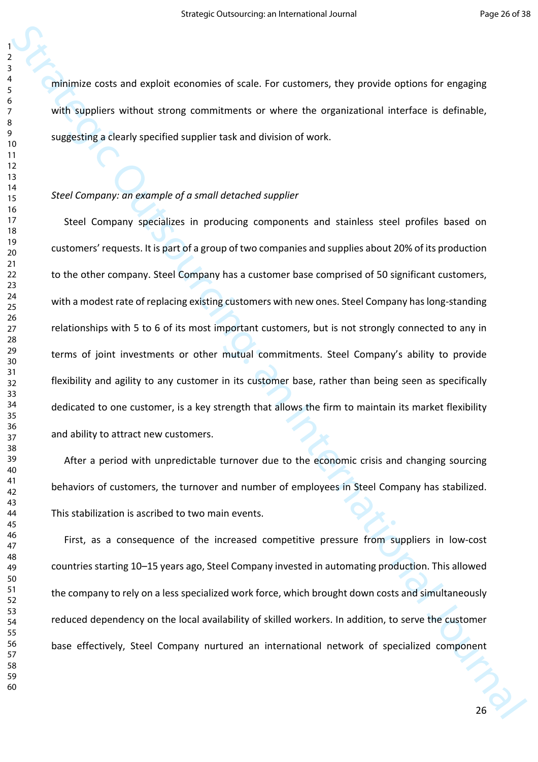minimize costs and exploit economies of scale. For customers, they provide options for engaging with suppliers without strong commitments or where the organizational interface is definable, suggesting a clearly specified supplier task and division of work.

*Steel Company: an example of a small detached supplier*

Steel Company specializes in producing components and stainless steel profiles based on customers' requests. It is part of a group of two companies and supplies about 20% of its production to the other company. Steel Company has a customer base comprised of 50 significant customers, with a modest rate of replacing existing customers with new ones. Steel Company has long-standing relationships with 5 to 6 of its most important customers, but is not strongly connected to any in terms of joint investments or other mutual commitments. Steel Company's ability to provide flexibility and agility to any customer in its customer base, rather than being seen as specifically dedicated to one customer, is a key strength that allows the firm to maintain its market flexibility and ability to attract new customers.

After a period with unpredictable turnover due to the economic crisis and changing sourcing behaviors of customers, the turnover and number of employees in Steel Company has stabilized. This stabilization is ascribed to two main events.

First, as a consequence of the increased competitive pressure from suppliers in low-cost countries starting 10–15 years ago, Steel Company invested in automating production. This allowed the company to rely on a less specialized work force, which brought down costs and simultaneously reduced dependency on the local availability of skilled workers. In addition, to serve the customer base effectively, Steel Company nurtured an international network of specialized component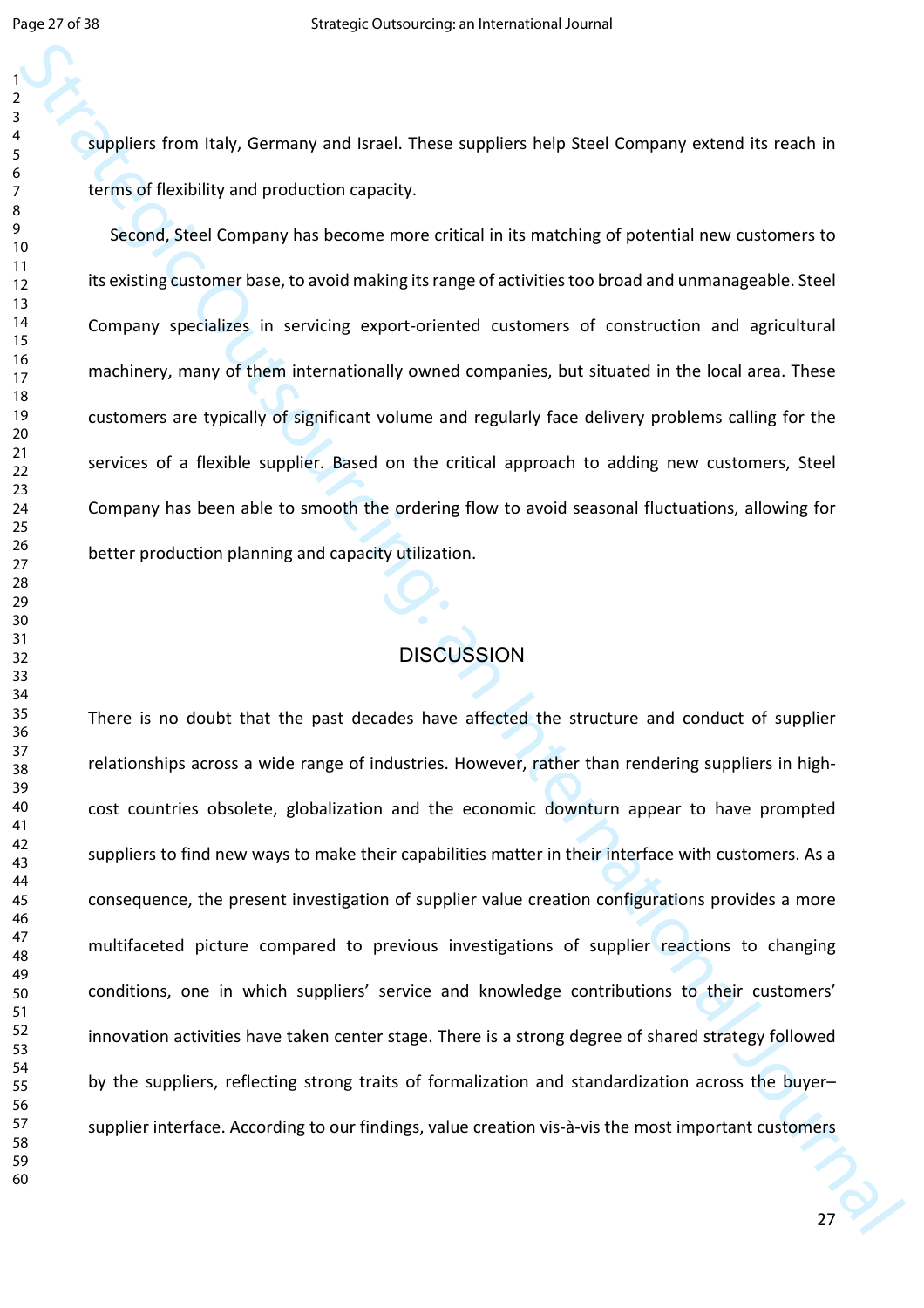suppliers from Italy, Germany and Israel. These suppliers help Steel Company extend its reach in terms of flexibility and production capacity.

Second, Steel Company has become more critical in its matching of potential new customers to its existing customer base, to avoid making its range of activities too broad and unmanageable. Steel Company specializes in servicing export-oriented customers of construction and agricultural machinery, many of them internationally owned companies, but situated in the local area. These customers are typically of significant volume and regularly face delivery problems calling for the services of a flexible supplier. Based on the critical approach to adding new customers, Steel Company has been able to smooth the ordering flow to avoid seasonal fluctuations, allowing for better production planning and capacity utilization.

## DISCUSSION

There is no doubt that the past decades have affected the structure and conduct of supplier relationships across a wide range of industries. However, rather than rendering suppliers in high-cost countries obsolete, globalization and the economic downturn appear to have prompted suppliers to find new ways to make their capabilities matter in their interface with customers. As a consequence, the present investigation of supplier value creation configurations provides a more multifaceted picture compared to previous investigations of supplier reactions to changing conditions, one in which suppliers' service and knowledge contributions to their customers' innovation activities have taken center stage. There is a strong degree of shared strategy followed by the suppliers, reflecting strong traits of formalization and standardization across the buyer–supplier interface. According to our findings, value creation vis-à-vis the most important customers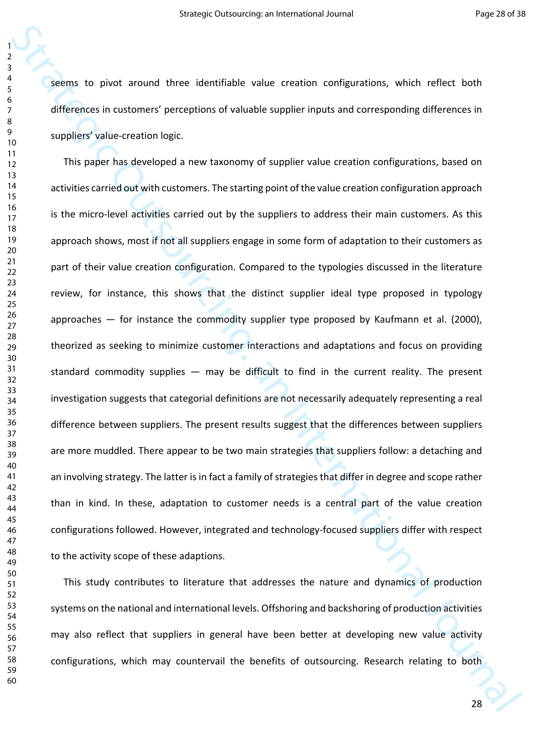seems to pivot around three identifiable value creation configurations, which reflect both differences in customers' perceptions of valuable supplier inputs and corresponding differences in suppliers' value-creation logic.

This paper has developed a new taxonomy of supplier value creation configurations, based on activities carried out with customers. The starting point of the value creation configuration approach is the micro-level activities carried out by the suppliers to address their main customers. As this approach shows, most if not all suppliers engage in some form of adaptation to their customers as part of their value creation configuration. Compared to the typologies discussed in the literature review, for instance, this shows that the distinct supplier ideal type proposed in typology approaches — for instance the commodity supplier type proposed by Kaufmann et al. (2000), theorized as seeking to minimize customer interactions and adaptations and focus on providing standard commodity supplies — may be difficult to find in the current reality. The present investigation suggests that categorial definitions are not necessarily adequately representing a real difference between suppliers. The present results suggest that the differences between suppliers are more muddled. There appear to be two main strategies that suppliers follow: a detaching and an involving strategy. The latter is in fact a family of strategies that differ in degree and scope rather than in kind. In these, adaptation to customer needs is a central part of the value creation configurations followed. However, integrated and technology-focused suppliers differ with respect to the activity scope of these adaptions.

This study contributes to literature that addresses the nature and dynamics of production systems on the national and international levels. Offshoring and backshoring of production activities may also reflect that suppliers in general have been better at developing new value activity configurations, which may countervail the benefits of outsourcing. Research relating to both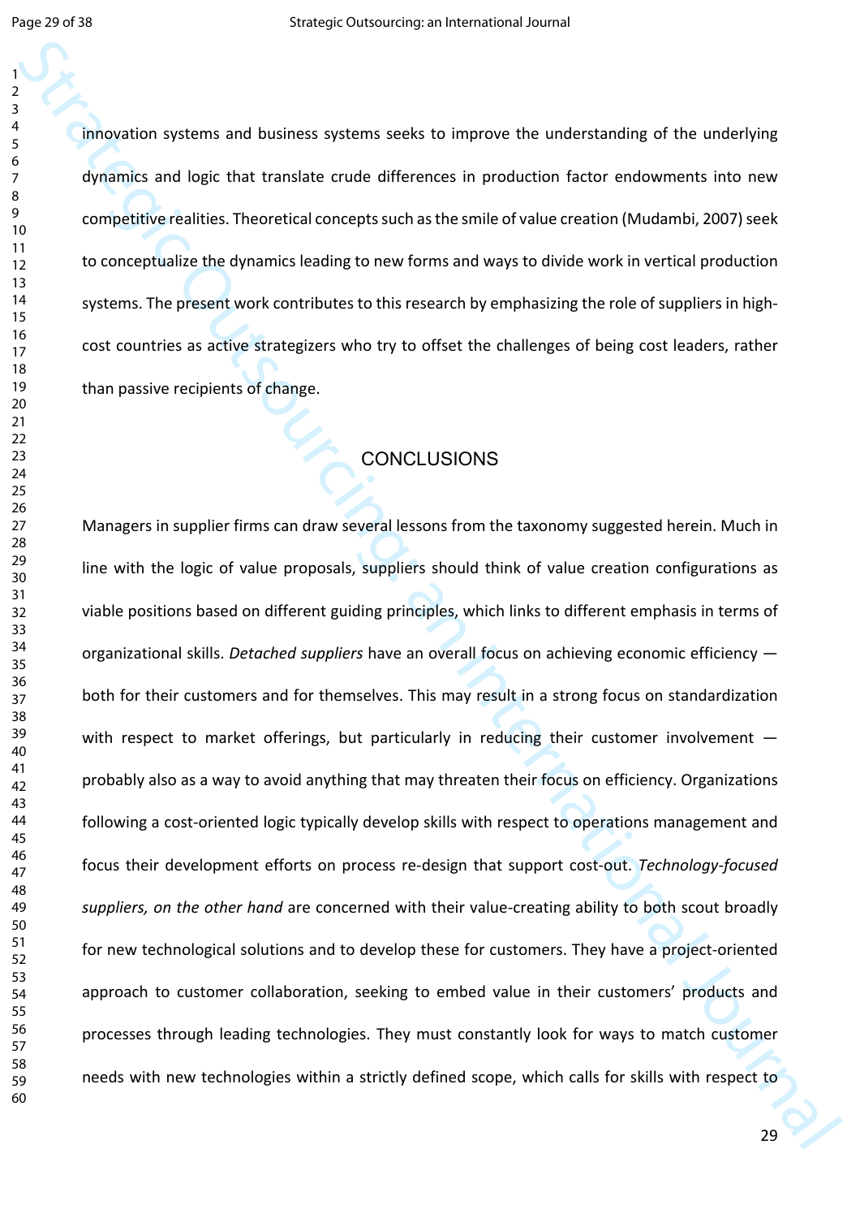innovation systems and business systems seeks to improve the understanding of the underlying dynamics and logic that translate crude differences in production factor endowments into new competitive realities. Theoretical concepts such as the smile of value creation (Mudambi, 2007) seek to conceptualize the dynamics leading to new forms and ways to divide work in vertical production systems. The present work contributes to this research by emphasizing the role of suppliers in high-cost countries as active strategizers who try to offset the challenges of being cost leaders, rather than passive recipients of change.

## CONCLUSIONS

Managers in supplier firms can draw several lessons from the taxonomy suggested herein. Much in line with the logic of value proposals, suppliers should think of value creation configurations as viable positions based on different guiding principles, which links to different emphasis in terms of organizational skills. *Detached suppliers* have an overall focus on achieving economic efficiency — both for their customers and for themselves. This may result in a strong focus on standardization with respect to market offerings, but particularly in reducing their customer involvement — probably also as a way to avoid anything that may threaten their focus on efficiency. Organizations following a cost-oriented logic typically develop skills with respect to operations management and focus their development efforts on process re-design that support cost-out. *Technology-focused suppliers, on the other hand* are concerned with their value-creating ability to both scout broadly for new technological solutions and to develop these for customers. They have a project-oriented approach to customer collaboration, seeking to embed value in their customers' products and processes through leading technologies. They must constantly look for ways to match customer needs with new technologies within a strictly defined scope, which calls for skills with respect to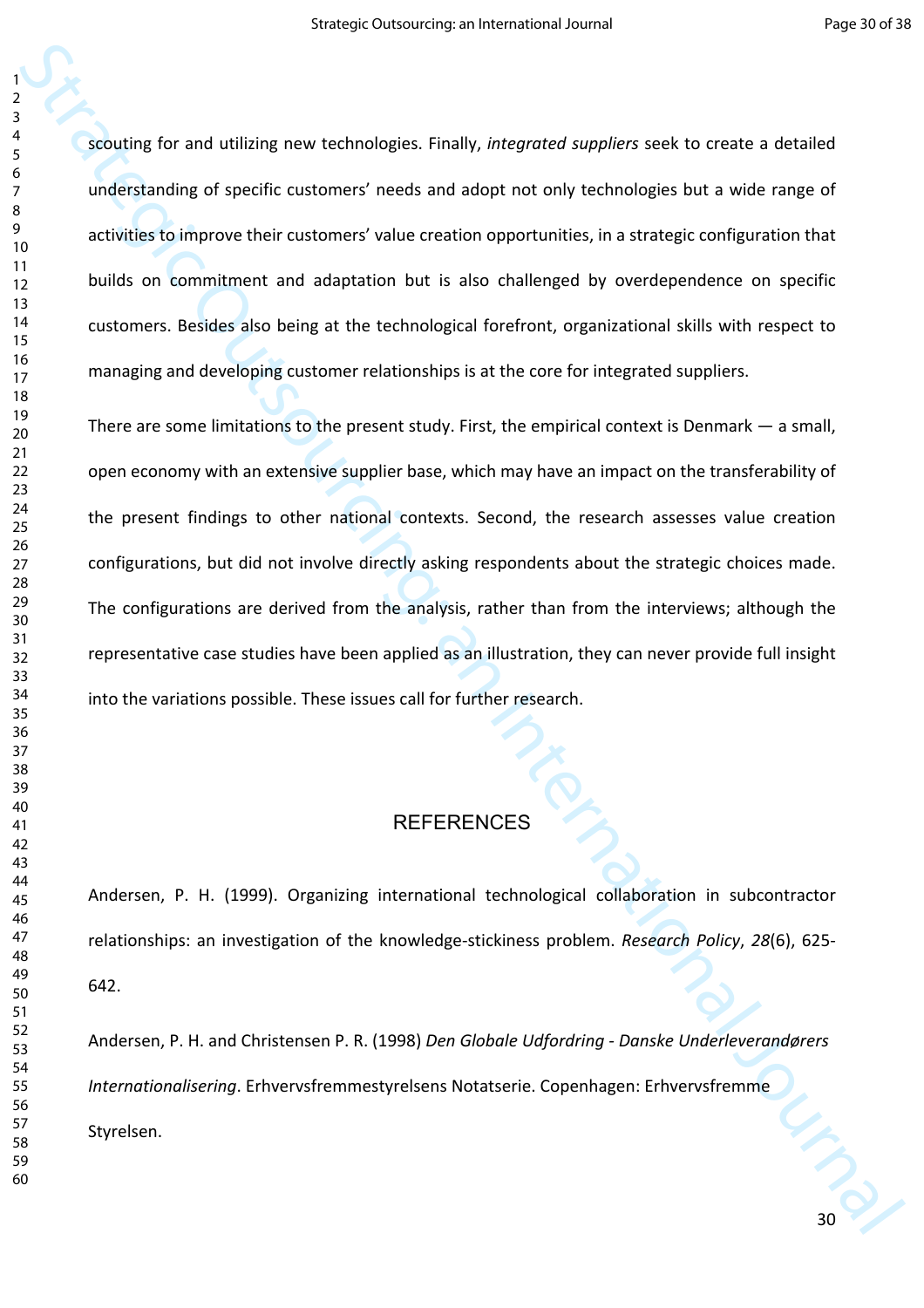scouting for and utilizing new technologies. Finally, *integrated suppliers* seek to create a detailed understanding of specific customers' needs and adopt not only technologies but a wide range of activities to improve their customers' value creation opportunities, in a strategic configuration that builds on commitment and adaptation but is also challenged by overdependence on specific customers. Besides also being at the technological forefront, organizational skills with respect to managing and developing customer relationships is at the core for integrated suppliers.

There are some limitations to the present study. First, the empirical context is Denmark — a small, open economy with an extensive supplier base, which may have an impact on the transferability of the present findings to other national contexts. Second, the research assesses value creation configurations, but did not involve directly asking respondents about the strategic choices made. The configurations are derived from the analysis, rather than from the interviews; although the representative case studies have been applied as an illustration, they can never provide full insight into the variations possible. These issues call for further research.

## REFERENCES

Andersen, P. H. (1999). Organizing international technological collaboration in subcontractor relationships: an investigation of the knowledge-stickiness problem. *Research Policy*, *28*(6), 625-642.

Andersen, P. H. and Christensen P. R. (1998) *Den Globale Udfordring - Danske Underleverandørers Internationalisering*. Erhvervsfremmestyrelsens Notatserie. Copenhagen: Erhvervsfremme Styrelsen.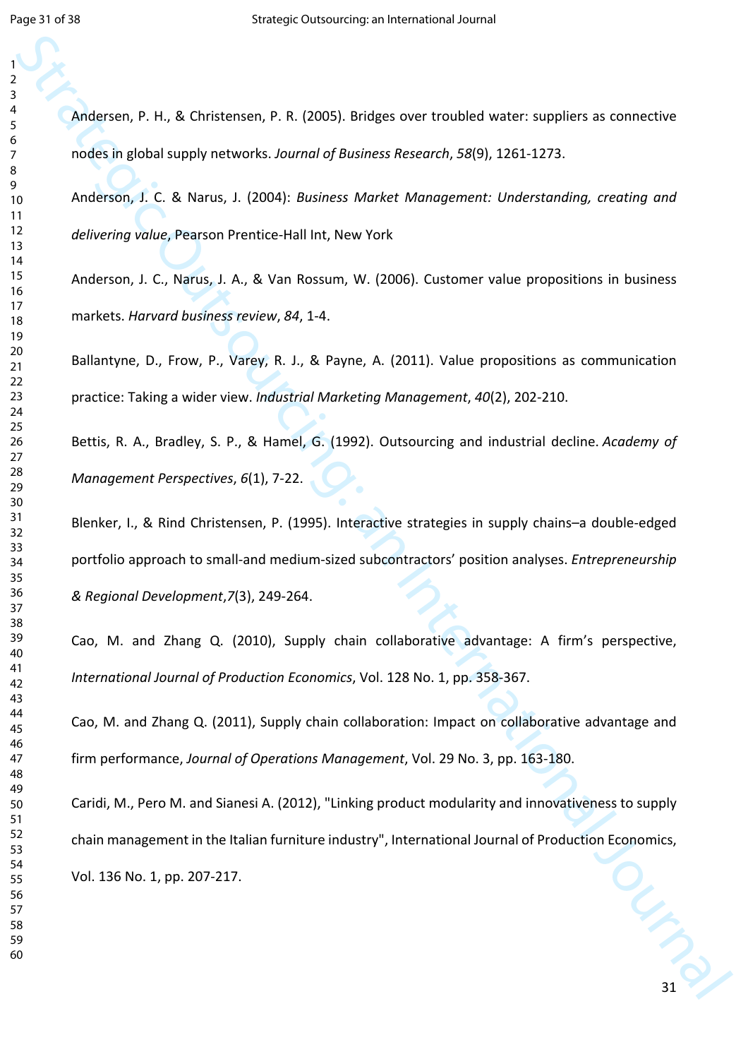Andersen, P. H., & Christensen, P. R. (2005). Bridges over troubled water: suppliers as connective nodes in global supply networks. *Journal of Business Research*, *58*(9), 1261-1273.

Anderson, J. C. & Narus, J. (2004): *Business Market Management: Understanding, creating and delivering value*, Pearson Prentice-Hall Int, New York

Anderson, J. C., Narus, J. A., & Van Rossum, W. (2006). Customer value propositions in business markets. *Harvard business review*, *84*, 1-4.

Ballantyne, D., Frow, P., Varey, R. J., & Payne, A. (2011). Value propositions as communication practice: Taking a wider view. *Industrial Marketing Management*, *40*(2), 202-210.

Bettis, R. A., Bradley, S. P., & Hamel, G. (1992). Outsourcing and industrial decline. *Academy of Management Perspectives*, *6*(1), 7-22.

Blenker, I., & Rind Christensen, P. (1995). Interactive strategies in supply chains–a double-edged portfolio approach to small-and medium-sized subcontractors' position analyses. *Entrepreneurship & Regional Development*,*7*(3), 249-264.

Cao, M. and Zhang Q. (2010), Supply chain collaborative advantage: A firm's perspective, *International Journal of Production Economics*, Vol. 128 No. 1, pp. 358-367.

Cao, M. and Zhang Q. (2011), Supply chain collaboration: Impact on collaborative advantage and firm performance, *Journal of Operations Management*, Vol. 29 No. 3, pp. 163-180.

Caridi, M., Pero M. and Sianesi A. (2012), "Linking product modularity and innovativeness to supply chain management in the Italian furniture industry", International Journal of Production Economics, Vol. 136 No. 1, pp. 207-217.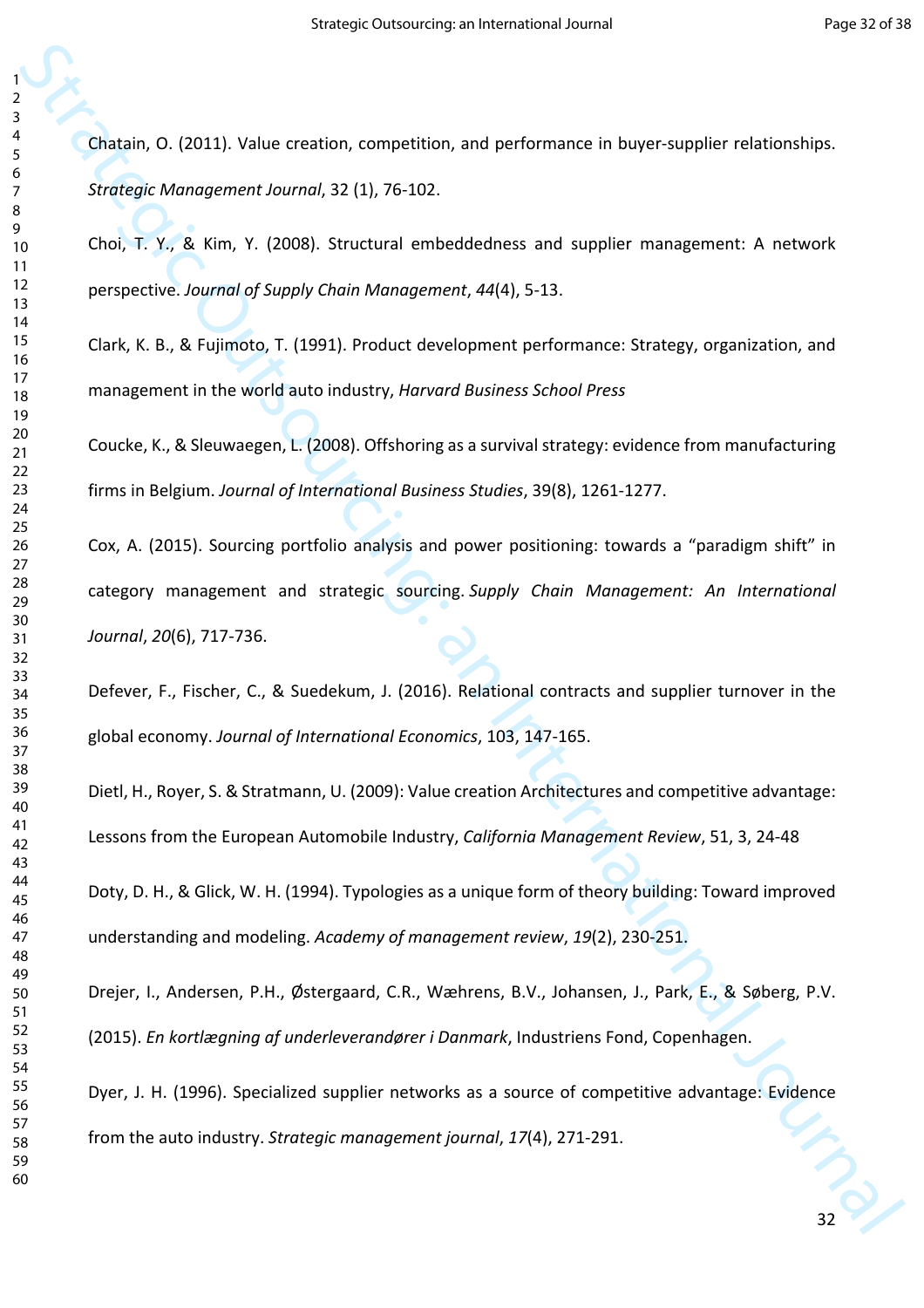Chatain, O. (2011). Value creation, competition, and performance in buyer-supplier relationships. *Strategic Management Journal*, 32 (1), 76-102.

Choi, T. Y., & Kim, Y. (2008). Structural embeddedness and supplier management: A network perspective. *Journal of Supply Chain Management*, *44*(4), 5-13.

Clark, K. B., & Fujimoto, T. (1991). Product development performance: Strategy, organization, and management in the world auto industry, *Harvard Business School Press*

Coucke, K., & Sleuwaegen, L. (2008). Offshoring as a survival strategy: evidence from manufacturing firms in Belgium. *Journal of International Business Studies*, 39(8), 1261-1277.

Cox, A. (2015). Sourcing portfolio analysis and power positioning: towards a "paradigm shift" in category management and strategic sourcing. *Supply Chain Management: An International Journal*, *20*(6), 717-736.

Defever, F., Fischer, C., & Suedekum, J. (2016). Relational contracts and supplier turnover in the global economy. *Journal of International Economics*, 103, 147-165.

Dietl, H., Royer, S. & Stratmann, U. (2009): Value creation Architectures and competitive advantage: Lessons from the European Automobile Industry, *California Management Review*, 51, 3, 24-48

Doty, D. H., & Glick, W. H. (1994). Typologies as a unique form of theory building: Toward improved understanding and modeling. *Academy of management review*, *19*(2), 230-251.

Drejer, I., Andersen, P.H., Østergaard, C.R., Wæhrens, B.V., Johansen, J., Park, E., & Søberg, P.V. (2015). *En kortlægning af underleverandører i Danmark*, Industriens Fond, Copenhagen.

Dyer, J. H. (1996). Specialized supplier networks as a source of competitive advantage: Evidence from the auto industry. *Strategic management journal*, *17*(4), 271-291.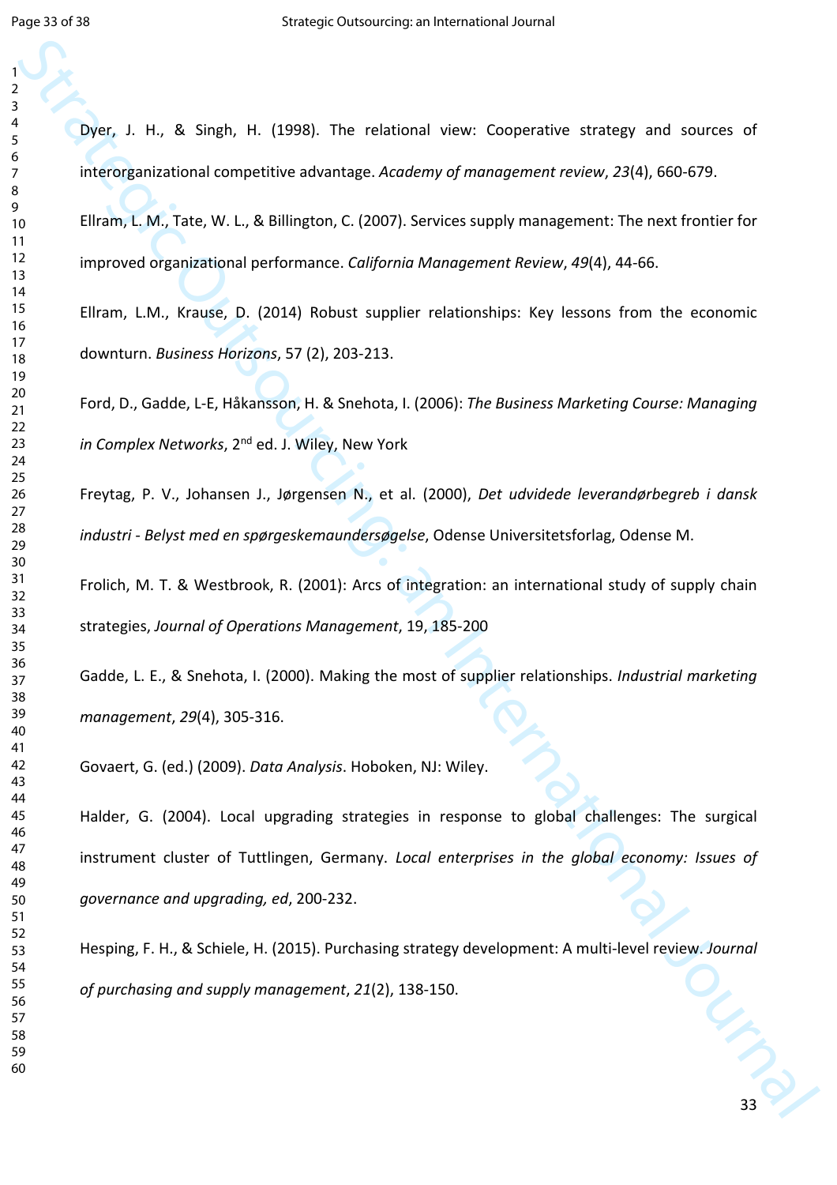Dyer, J. H., & Singh, H. (1998). The relational view: Cooperative strategy and sources of interorganizational competitive advantage. *Academy of management review*, *23*(4), 660-679.

Ellram, L. M., Tate, W. L., & Billington, C. (2007). Services supply management: The next frontier for improved organizational performance. *California Management Review*, *49*(4), 44-66.

Ellram, L.M., Krause, D. (2014) Robust supplier relationships: Key lessons from the economic downturn. *Business Horizons*, 57 (2), 203-213.

Ford, D., Gadde, L-E, Håkansson, H. & Snehota, I. (2006): *The Business Marketing Course: Managing in Complex Networks*, 2nd ed. J. Wiley, New York

Freytag, P. V., Johansen J., Jørgensen N., et al. (2000), *Det udvidede leverandørbegreb i dansk industri - Belyst med en spørgeskemaundersøgelse*, Odense Universitetsforlag, Odense M.

Frolich, M. T. & Westbrook, R. (2001): Arcs of integration: an international study of supply chain strategies, *Journal of Operations Management*, 19, 185-200

Gadde, L. E., & Snehota, I. (2000). Making the most of supplier relationships. *Industrial marketing management*, *29*(4), 305-316.

Govaert, G. (ed.) (2009). *Data Analysis*. Hoboken, NJ: Wiley.

Halder, G. (2004). Local upgrading strategies in response to global challenges: The surgical instrument cluster of Tuttlingen, Germany. *Local enterprises in the global economy: Issues of governance and upgrading, ed*, 200-232.

Hesping, F. H., & Schiele, H. (2015). Purchasing strategy development: A multi-level review. *Journal of purchasing and supply management*, *21*(2), 138-150.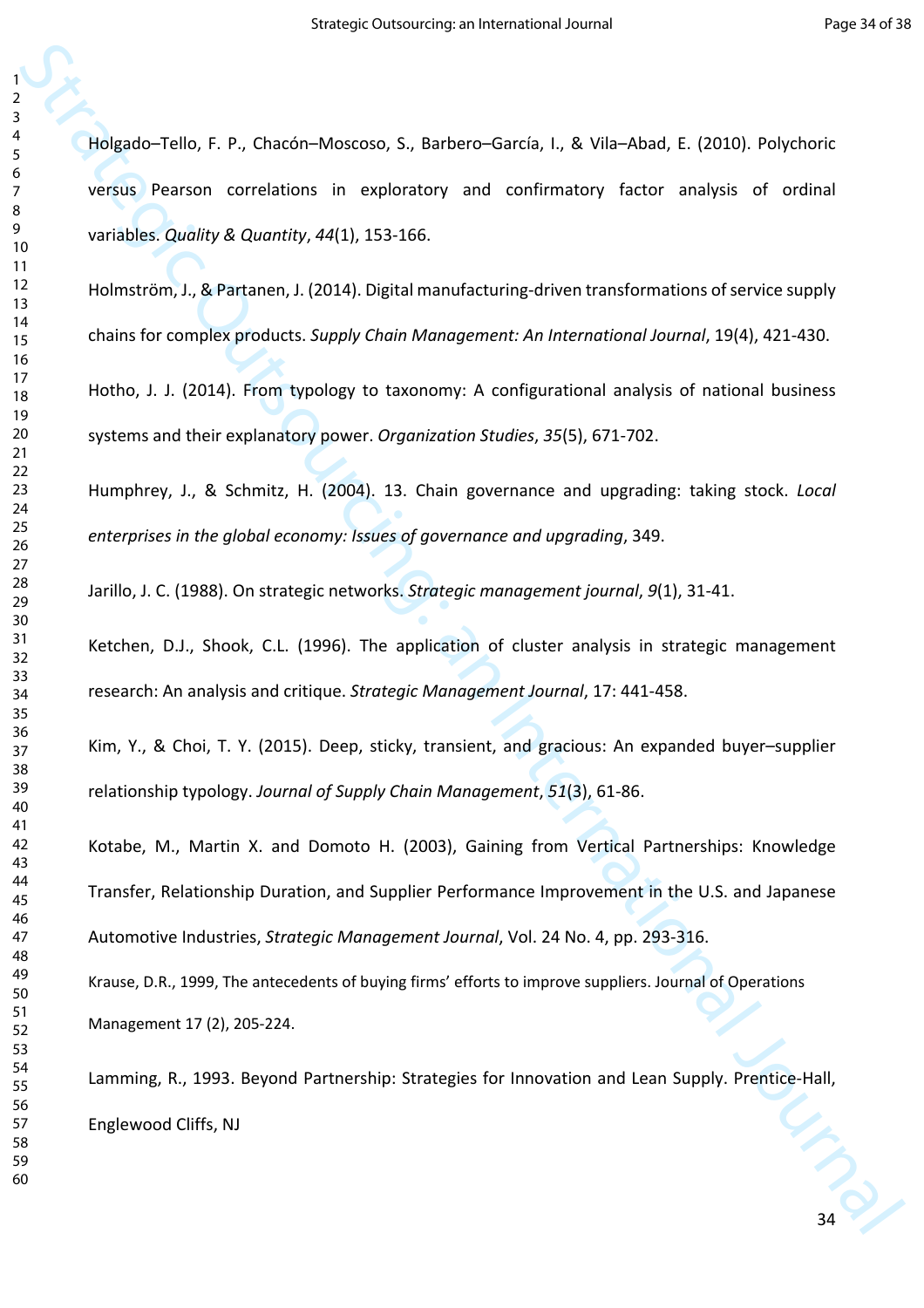Holgado–Tello, F. P., Chacón–Moscoso, S., Barbero–García, I., & Vila–Abad, E. (2010). Polychoric versus Pearson correlations in exploratory and confirmatory factor analysis of ordinal variables. *Quality & Quantity*, *44*(1), 153-166.

Holmström, J., & Partanen, J. (2014). Digital manufacturing-driven transformations of service supply chains for complex products. *Supply Chain Management: An International Journal*, 19(4), 421-430.

Hotho, J. J. (2014). From typology to taxonomy: A configurational analysis of national business systems and their explanatory power. *Organization Studies*, *35*(5), 671-702.

Humphrey, J., & Schmitz, H. (2004). 13. Chain governance and upgrading: taking stock. *Local enterprises in the global economy: Issues of governance and upgrading*, 349.

Jarillo, J. C. (1988). On strategic networks. *Strategic management journal*, *9*(1), 31-41.

Ketchen, D.J., Shook, C.L. (1996). The application of cluster analysis in strategic management research: An analysis and critique. *Strategic Management Journal*, 17: 441-458.

Kim, Y., & Choi, T. Y. (2015). Deep, sticky, transient, and gracious: An expanded buyer–supplier relationship typology. *Journal of Supply Chain Management*, *51*(3), 61-86.

Kotabe, M., Martin X. and Domoto H. (2003), Gaining from Vertical Partnerships: Knowledge Transfer, Relationship Duration, and Supplier Performance Improvement in the U.S. and Japanese Automotive Industries, *Strategic Management Journal*, Vol. 24 No. 4, pp. 293-316.

Krause, D.R., 1999, The antecedents of buying firms' efforts to improve suppliers. Journal of Operations Management 17 (2), 205-224.

Lamming, R., 1993. Beyond Partnership: Strategies for Innovation and Lean Supply. Prentice-Hall, Englewood Cliffs, NJ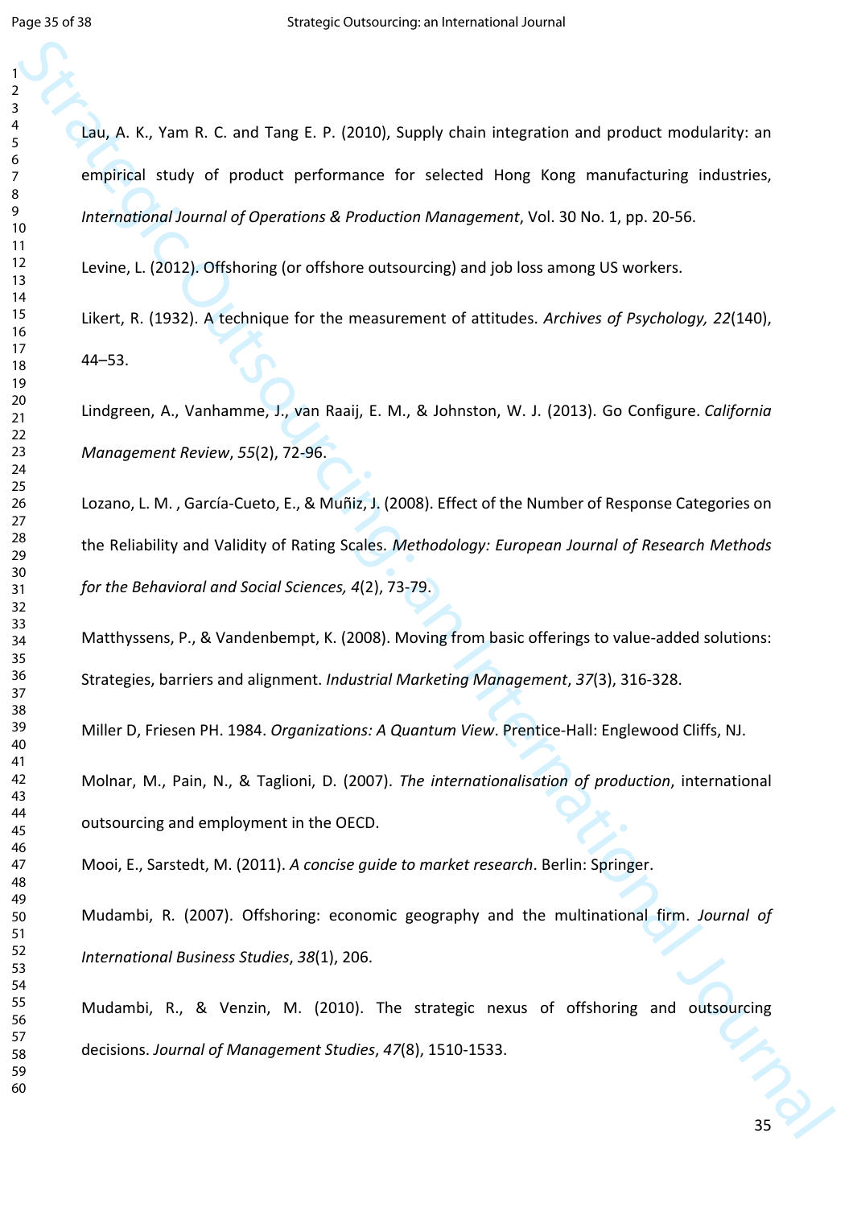Lau, A. K., Yam R. C. and Tang E. P. (2010), Supply chain integration and product modularity: an empirical study of product performance for selected Hong Kong manufacturing industries, *International Journal of Operations & Production Management*, Vol. 30 No. 1, pp. 20-56.

Levine, L. (2012). Offshoring (or offshore outsourcing) and job loss among US workers.

Likert, R. (1932). A technique for the measurement of attitudes. *Archives of Psychology, 22*(140), 44–53.

Lindgreen, A., Vanhamme, J., van Raaij, E. M., & Johnston, W. J. (2013). Go Configure. *California Management Review*, *55*(2), 72-96.

Lozano, L. M. , García-Cueto, E., & Muñiz, J. (2008). Effect of the Number of Response Categories on the Reliability and Validity of Rating Scales. *Methodology: European Journal of Research Methods for the Behavioral and Social Sciences, 4*(2), 73-79.

Matthyssens, P., & Vandenbempt, K. (2008). Moving from basic offerings to value-added solutions: Strategies, barriers and alignment. *Industrial Marketing Management*, *37*(3), 316-328.

Miller D, Friesen PH. 1984. *Organizations: A Quantum View*. Prentice-Hall: Englewood Cliffs, NJ.

Molnar, M., Pain, N., & Taglioni, D. (2007). *The internationalisation of production*, international outsourcing and employment in the OECD.

Mooi, E., Sarstedt, M. (2011). *A concise guide to market research*. Berlin: Springer.

Mudambi, R. (2007). Offshoring: economic geography and the multinational firm. *Journal of International Business Studies*, *38*(1), 206.

Mudambi, R., & Venzin, M. (2010). The strategic nexus of offshoring and outsourcing decisions. *Journal of Management Studies*, *47*(8), 1510-1533.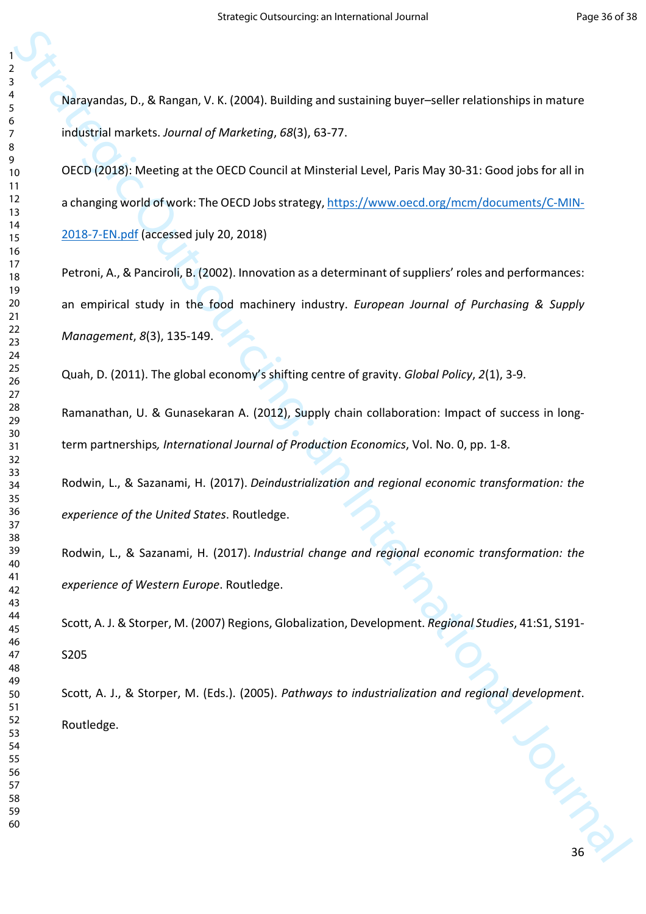Narayandas, D., & Rangan, V. K. (2004). Building and sustaining buyer–seller relationships in mature industrial markets. *Journal of Marketing*, *68*(3), 63-77.

OECD (2018): Meeting at the OECD Council at Minsterial Level, Paris May 30-31: Good jobs for all in a changing world of work: The OECD Jobs strategy, [https://www.oecd.org/mcm/documents/C-MIN-2018-7-EN.pdf](https://www.oecd.org/mcm/documents/C-MIN-2018-7-EN.pdf) (accessed july 20, 2018)

Petroni, A., & Panciroli, B. (2002). Innovation as a determinant of suppliers' roles and performances: an empirical study in the food machinery industry. *European Journal of Purchasing & Supply Management*, *8*(3), 135-149.

Quah, D. (2011). The global economy's shifting centre of gravity. *Global Policy*, *2*(1), 3-9.

Ramanathan, U. & Gunasekaran A. (2012), Supply chain collaboration: Impact of success in long-term partnerships*, International Journal of Production Economics*, Vol. No. 0, pp. 1-8.

Rodwin, L., & Sazanami, H. (2017). *Deindustrialization and regional economic transformation: the experience of the United States*. Routledge.

Rodwin, L., & Sazanami, H. (2017). *Industrial change and regional economic transformation: the experience of Western Europe*. Routledge.

Scott, A. J. & Storper, M. (2007) Regions, Globalization, Development. *Regional Studies*, 41:S1, S191-S205

Scott, A. J., & Storper, M. (Eds.). (2005). *Pathways to industrialization and regional development*. Routledge.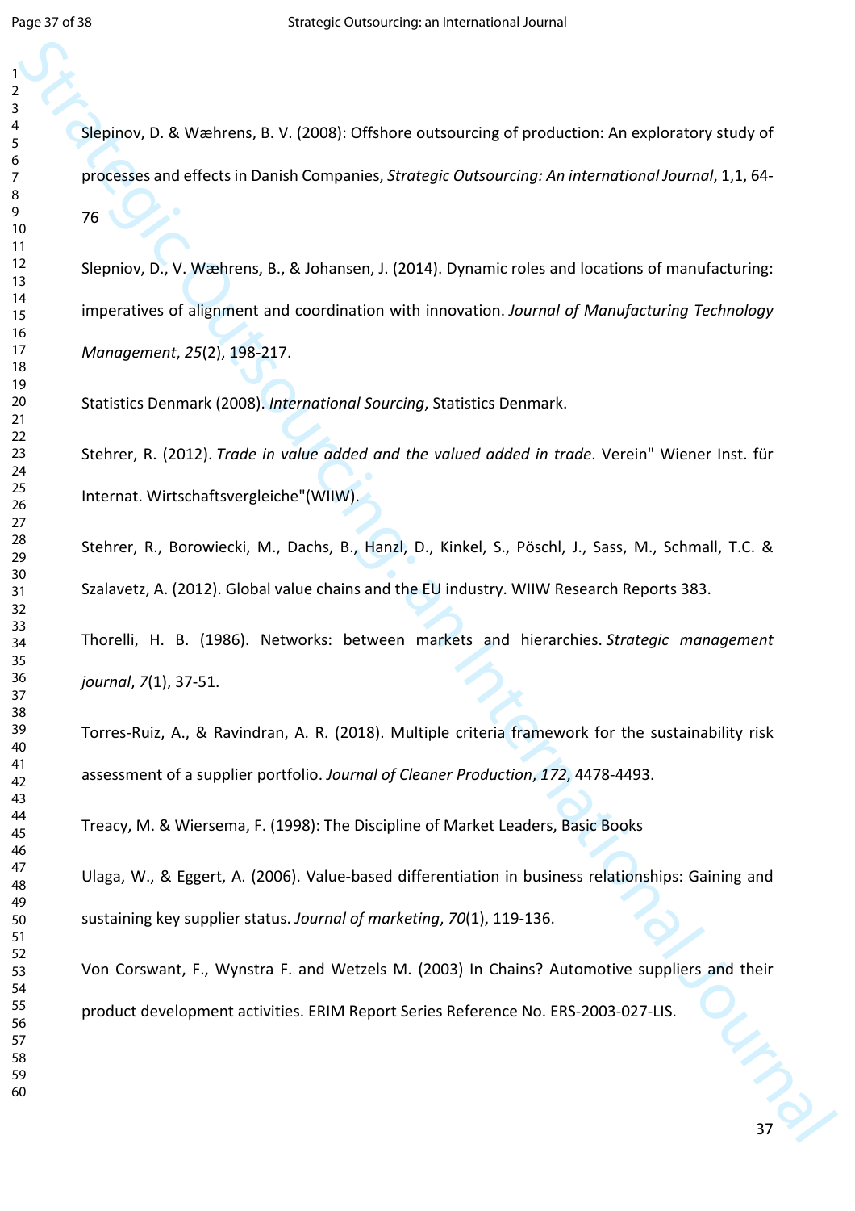Slepinov, D. & Wæhrens, B. V. (2008): Offshore outsourcing of production: An exploratory study of processes and effects in Danish Companies, *Strategic Outsourcing: An international Journal*, 1,1, 64-76

Slepniov, D., V. Wæhrens, B., & Johansen, J. (2014). Dynamic roles and locations of manufacturing: imperatives of alignment and coordination with innovation. *Journal of Manufacturing Technology Management*, *25*(2), 198-217.

Statistics Denmark (2008). *International Sourcing*, Statistics Denmark.

Stehrer, R. (2012). *Trade in value added and the valued added in trade*. Verein" Wiener Inst. für Internat. Wirtschaftsvergleiche"(WIIW).

Stehrer, R., Borowiecki, M., Dachs, B., Hanzl, D., Kinkel, S., Pöschl, J., Sass, M., Schmall, T.C. & Szalavetz, A. (2012). Global value chains and the EU industry. WIIW Research Reports 383.

Thorelli, H. B. (1986). Networks: between markets and hierarchies. *Strategic management journal*, *7*(1), 37-51.

Torres-Ruiz, A., & Ravindran, A. R. (2018). Multiple criteria framework for the sustainability risk assessment of a supplier portfolio. *Journal of Cleaner Production*, *172*, 4478-4493.

Treacy, M. & Wiersema, F. (1998): The Discipline of Market Leaders, Basic Books

Ulaga, W., & Eggert, A. (2006). Value-based differentiation in business relationships: Gaining and sustaining key supplier status. *Journal of marketing*, *70*(1), 119-136.

Von Corswant, F., Wynstra F. and Wetzels M. (2003) In Chains? Automotive suppliers and their product development activities. ERIM Report Series Reference No. ERS-2003-027-LIS.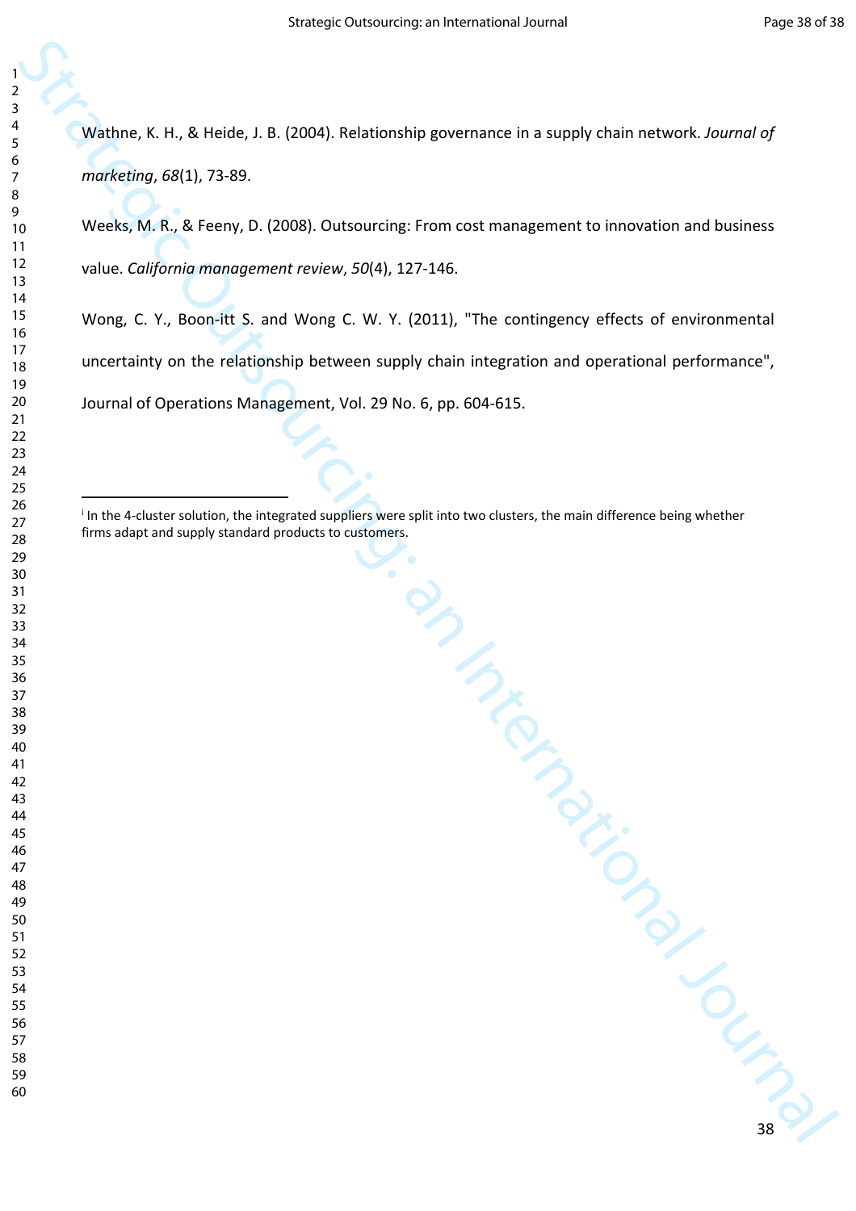Wathne, K. H., & Heide, J. B. (2004). Relationship governance in a supply chain network. *Journal of marketing*, *68*(1), 73-89.

Weeks, M. R., & Feeny, D. (2008). Outsourcing: From cost management to innovation and business value. *California management review*, *50*(4), 127-146.

Wong, C. Y., Boon-itt S. and Wong C. W. Y. (2011), "The contingency effects of environmental uncertainty on the relationship between supply chain integration and operational performance", Journal of Operations Management, Vol. 29 No. 6, pp. 604-615.

---

[i] In the 4-cluster solution, the integrated suppliers were split into two clusters, the main difference being whether firms adapt and supply standard products to customers.